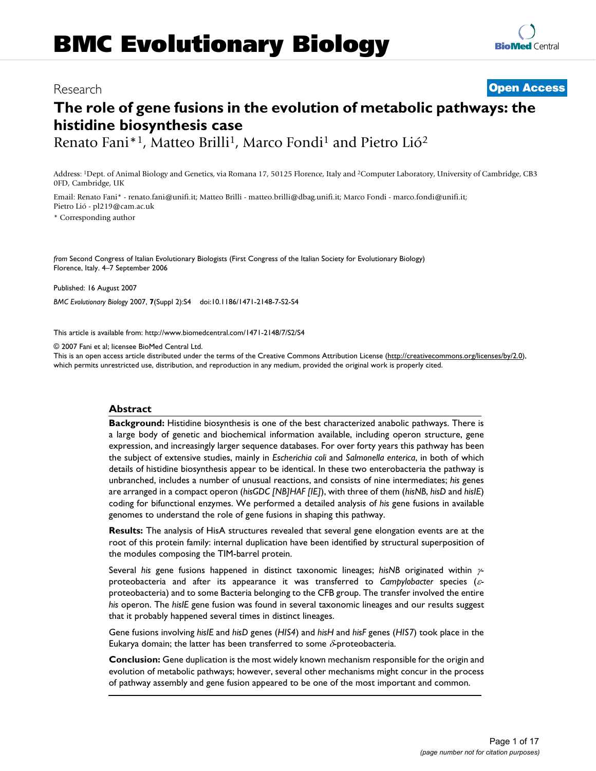# BMC Evolutionary Biology

Research

**Open Access**

## The role of gene fusions in the evolution of metabolic pathways: the histidine biosynthesis case

Renato Fani*[1], Matteo Brilli[1], Marco Fondi[1] and Pietro Lió[2]

Address: [1]Dept. of Animal Biology and Genetics, via Romana 17, 50125 Florence, Italy and [2]Computer Laboratory, University of Cambridge, CB3 0FD, Cambridge, UK

Email: Renato Fani* - renato.fani@unifi.it; Matteo Brilli - matteo.brilli@dbag.unifi.it; Marco Fondi - marco.fondi@unifi.it; Pietro Lió - pl219@cam.ac.uk

* Corresponding author

*from* Second Congress of Italian Evolutionary Biologists (First Congress of the Italian Society for Evolutionary Biology) Florence, Italy. 4–7 September 2006

Published: 16 August 2007

*BMC Evolutionary Biology* 2007, **7**(Suppl 2):S4 doi:10.1186/1471-2148-7-S2-S4

This article is available from: http://www.biomedcentral.com/1471-2148/7/S2/S4

© 2007 Fani et al; licensee BioMed Central Ltd.

This is an open access article distributed under the terms of the Creative Commons Attribution License (http://creativecommons.org/licenses/by/2.0), which permits unrestricted use, distribution, and reproduction in any medium, provided the original work is properly cited.

### Abstract

**Background:** Histidine biosynthesis is one of the best characterized anabolic pathways. There is a large body of genetic and biochemical information available, including operon structure, gene expression, and increasingly larger sequence databases. For over forty years this pathway has been the subject of extensive studies, mainly in *Escherichia coli* and *Salmonella enterica*, in both of which details of histidine biosynthesis appear to be identical. In these two enterobacteria the pathway is unbranched, includes a number of unusual reactions, and consists of nine intermediates; *his* genes are arranged in a compact operon (*hisGDC [NB]HAF [IE]*), with three of them (*hisNB*, *hisD* and *hisIE*) coding for bifunctional enzymes. We performed a detailed analysis of *his* gene fusions in available genomes to understand the role of gene fusions in shaping this pathway.

**Results:** The analysis of HisA structures revealed that several gene elongation events are at the root of this protein family: internal duplication have been identified by structural superposition of the modules composing the TIM-barrel protein.

Several *his* gene fusions happened in distinct taxonomic lineages; *hisNB* originated within $\gamma$-proteobacteria and after its appearance it was transferred to *Campylobacter* species ($\varepsilon$-proteobacteria) and to some Bacteria belonging to the CFB group. The transfer involved the entire *his* operon. The *hisIE* gene fusion was found in several taxonomic lineages and our results suggest that it probably happened several times in distinct lineages.

Gene fusions involving *hisIE* and *hisD* genes (*HIS4*) and *hisH* and *hisF* genes (*HIS7*) took place in the Eukarya domain; the latter has been transferred to some $\delta$-proteobacteria.

**Conclusion:** Gene duplication is the most widely known mechanism responsible for the origin and evolution of metabolic pathways; however, several other mechanisms might concur in the process of pathway assembly and gene fusion appeared to be one of the most important and common.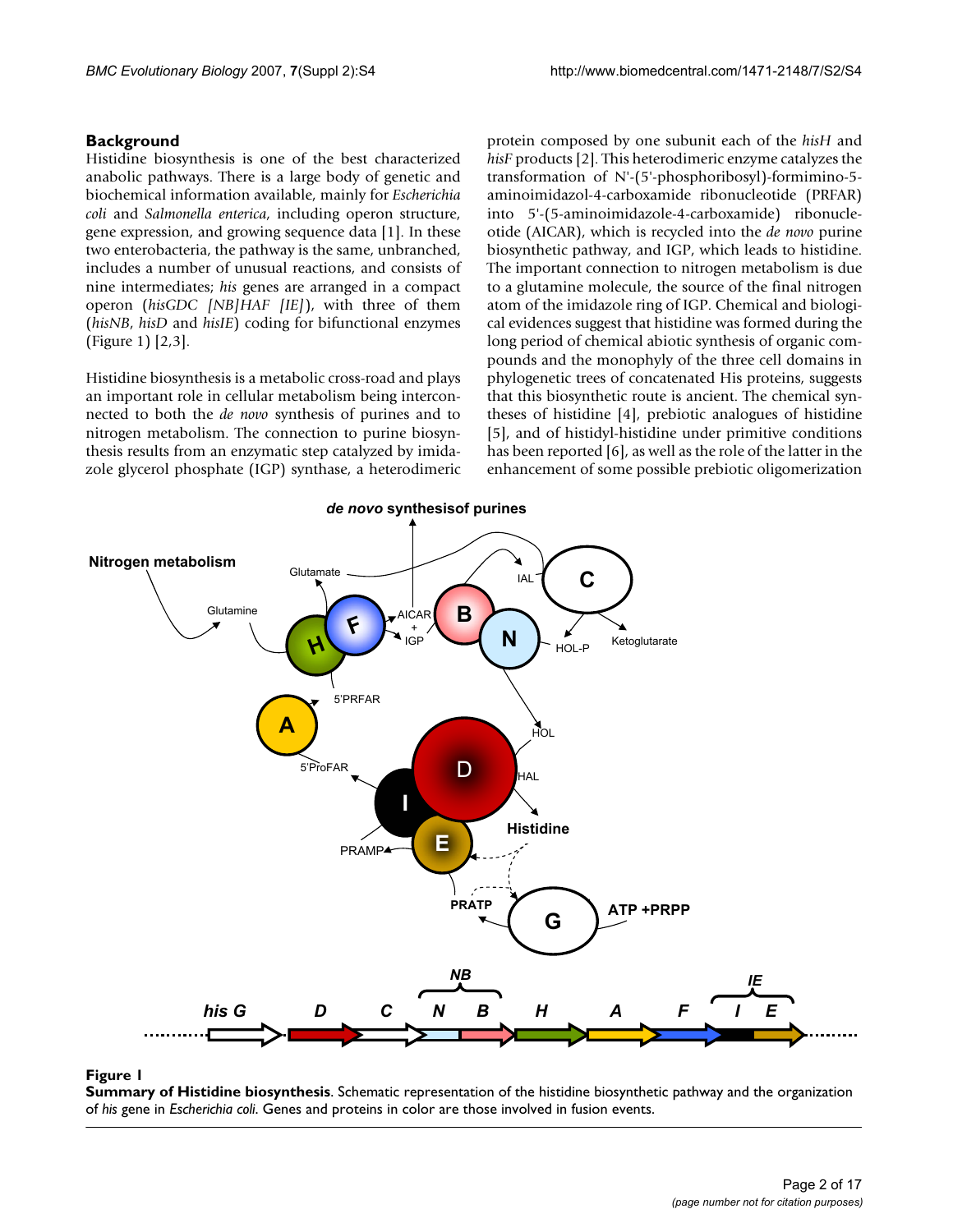## Background

Histidine biosynthesis is one of the best characterized anabolic pathways. There is a large body of genetic and biochemical information available, mainly for *Escherichia coli* and *Salmonella enterica*, including operon structure, gene expression, and growing sequence data [1]. In these two enterobacteria, the pathway is the same, unbranched, includes a number of unusual reactions, and consists of nine intermediates; *his* genes are arranged in a compact operon (*hisGDC [NB]HAF [IE]*), with three of them (*hisNB*, *hisD* and *hisIE*) coding for bifunctional enzymes (Figure 1) [2,3].

Histidine biosynthesis is a metabolic cross-road and plays an important role in cellular metabolism being interconnected to both the *de novo* synthesis of purines and to nitrogen metabolism. The connection to purine biosynthesis results from an enzymatic step catalyzed by imidazole glycerol phosphate (IGP) synthase, a heterodimeric protein composed by one subunit each of the *hisH* and *hisF* products [2]. This heterodimeric enzyme catalyzes the transformation of N'-(5'-phosphoribosyl)-formimino-5-aminoimidazol-4-carboxamide ribonucleotide (PRFAR) into 5'-(5-aminoimidazole-4-carboxamide) ribonucleotide (AICAR), which is recycled into the *de novo* purine biosynthetic pathway, and IGP, which leads to histidine. The important connection to nitrogen metabolism is due to a glutamine molecule, the source of the final nitrogen atom of the imidazole ring of IGP. Chemical and biological evidences suggest that histidine was formed during the long period of chemical abiotic synthesis of organic compounds and the monophyly of the three cell domains in phylogenetic trees of concatenated His proteins, suggests that this biosynthetic route is ancient. The chemical syntheses of histidine [4], prebiotic analogues of histidine [5], and of histidyl-histidine under primitive conditions has been reported [6], as well as the role of the latter in the enhancement of some possible prebiotic oligomerization

**Figure 1**
**Summary of Histidine biosynthesis**. Schematic representation of the histidine biosynthetic pathway and the organization of *his* gene in *Escherichia coli*. Genes and proteins in color are those involved in fusion events.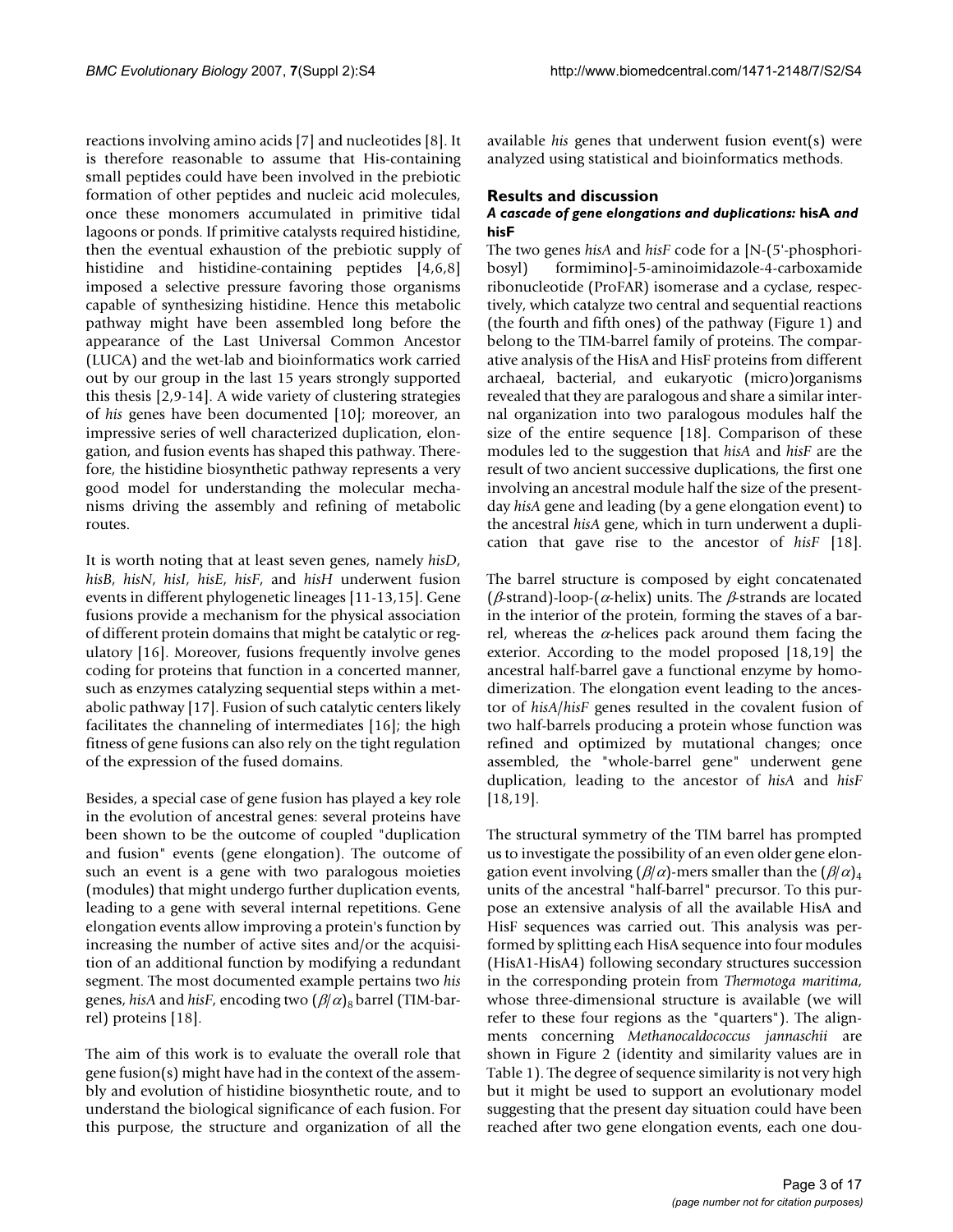reactions involving amino acids [7] and nucleotides [8]. It is therefore reasonable to assume that His-containing small peptides could have been involved in the prebiotic formation of other peptides and nucleic acid molecules, once these monomers accumulated in primitive tidal lagoons or ponds. If primitive catalysts required histidine, then the eventual exhaustion of the prebiotic supply of histidine and histidine-containing peptides [4,6,8] imposed a selective pressure favoring those organisms capable of synthesizing histidine. Hence this metabolic pathway might have been assembled long before the appearance of the Last Universal Common Ancestor (LUCA) and the wet-lab and bioinformatics work carried out by our group in the last 15 years strongly supported this thesis [2,9-14]. A wide variety of clustering strategies of *his* genes have been documented [10]; moreover, an impressive series of well characterized duplication, elongation, and fusion events has shaped this pathway. Therefore, the histidine biosynthetic pathway represents a very good model for understanding the molecular mechanisms driving the assembly and refining of metabolic routes.

It is worth noting that at least seven genes, namely *hisD*, *hisB*, *hisN*, *hisI*, *hisE*, *hisF*, and *hisH* underwent fusion events in different phylogenetic lineages [11-13,15]. Gene fusions provide a mechanism for the physical association of different protein domains that might be catalytic or regulatory [16]. Moreover, fusions frequently involve genes coding for proteins that function in a concerted manner, such as enzymes catalyzing sequential steps within a metabolic pathway [17]. Fusion of such catalytic centers likely facilitates the channeling of intermediates [16]; the high fitness of gene fusions can also rely on the tight regulation of the expression of the fused domains.

Besides, a special case of gene fusion has played a key role in the evolution of ancestral genes: several proteins have been shown to be the outcome of coupled "duplication and fusion" events (gene elongation). The outcome of such an event is a gene with two paralogous moieties (modules) that might undergo further duplication events, leading to a gene with several internal repetitions. Gene elongation events allow improving a protein's function by increasing the number of active sites and/or the acquisition of an additional function by modifying a redundant segment. The most documented example pertains two *his* genes, *hisA* and *hisF*, encoding two $(\beta/\alpha)_8$ barrel (TIM-barrel) proteins [18].

The aim of this work is to evaluate the overall role that gene fusion(s) might have had in the context of the assembly and evolution of histidine biosynthetic route, and to understand the biological significance of each fusion. For this purpose, the structure and organization of all the available *his* genes that underwent fusion event(s) were analyzed using statistical and bioinformatics methods.

## Results and discussion

### *A cascade of gene elongations and duplications:* hisA *and* hisF

The two genes *hisA* and *hisF* code for a [N-(5'-phosphoribosyl) formimino]-5-aminoimidazole-4-carboxamide ribonucleotide (ProFAR) isomerase and a cyclase, respectively, which catalyze two central and sequential reactions (the fourth and fifth ones) of the pathway (Figure 1) and belong to the TIM-barrel family of proteins. The comparative analysis of the HisA and HisF proteins from different archaeal, bacterial, and eukaryotic (micro)organisms revealed that they are paralogous and share a similar internal organization into two paralogous modules half the size of the entire sequence [18]. Comparison of these modules led to the suggestion that *hisA* and *hisF* are the result of two ancient successive duplications, the first one involving an ancestral module half the size of the present-day *hisA* gene and leading (by a gene elongation event) to the ancestral *hisA* gene, which in turn underwent a duplication that gave rise to the ancestor of *hisF* [18].

The barrel structure is composed by eight concatenated ($\beta$-strand)-loop-($\alpha$-helix) units. The $\beta$-strands are located in the interior of the protein, forming the staves of a barrel, whereas the $\alpha$-helices pack around them facing the exterior. According to the model proposed [18,19] the ancestral half-barrel gave a functional enzyme by homodimerization. The elongation event leading to the ancestor of *hisA*/*hisF* genes resulted in the covalent fusion of two half-barrels producing a protein whose function was refined and optimized by mutational changes; once assembled, the "whole-barrel gene" underwent gene duplication, leading to the ancestor of *hisA* and *hisF* [18,19].

The structural symmetry of the TIM barrel has prompted us to investigate the possibility of an even older gene elongation event involving $(\beta/\alpha)$-mers smaller than the $(\beta/\alpha)_4$ units of the ancestral "half-barrel" precursor. To this purpose an extensive analysis of all the available HisA and HisF sequences was carried out. This analysis was performed by splitting each HisA sequence into four modules (HisA1-HisA4) following secondary structures succession in the corresponding protein from *Thermotoga maritima*, whose three-dimensional structure is available (we will refer to these four regions as the "quarters"). The alignments concerning *Methanocaldococcus jannaschii* are shown in Figure 2 (identity and similarity values are in Table 1). The degree of sequence similarity is not very high but it might be used to support an evolutionary model suggesting that the present day situation could have been reached after two gene elongation events, each one dou-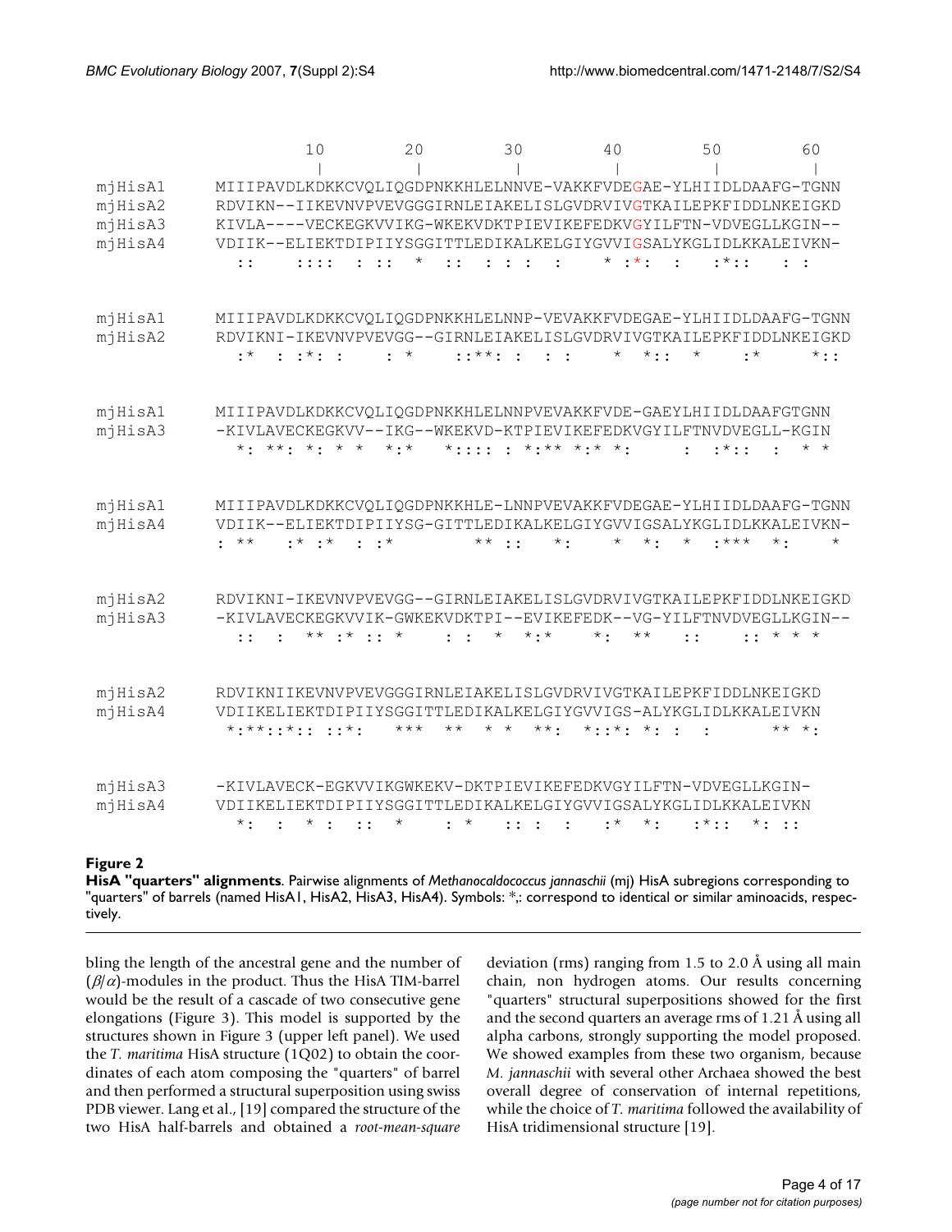```
            10        20        30        40        50        60
             |         |         |         |         |         |
mjHisA1   MIIIPAVDLKDKKCVQLIQGDPNKKHLELNNVE-VAKKFVDEGAE-YLHIIDLDAAFG-TGNN
mjHisA2   RDVIKN--IIKEVNVPVEVGGGIRNLEIAKELISLGVDRVIVGTKAILEPKFIDDLNKEIGKD
mjHisA3   KIVLA----VECKEGKVVIKG-WKEKVDKTPIEVIKEFEDKVGYILFTN-VDVEGLLKGIN--
mjHisA4   VDIIK--ELIEKTDIPIIYSGGITTLEDIKALKELGIYGVVIGSALYKGLIDLKKALEIVKN-
            ::    :::: : ::  *  ::  : : :  :    * :*:  :    :*::   : :

mjHisA1   MIIIPAVDLKDKKCVQLIQGDPNKKHLELNNP-VEVAKKFVDEGAE-YLHIIDLDAAFG-TGNN
mjHisA2   RDVIKNI-IKEVNVPVEVGG--GIRNLEIAKELISLGVDRVIVGTKAILEPKFIDDLNKEIGKD
            :*  : :*: :    : *    ::**: :   : :     *   *::   *     :*      *::

mjHisA1   MIIIPAVDLKDKKCVQLIQGDPNKKHLELNNPVEVAKKFVDE-GAEYLHIIDLDAAFGTGNN
mjHisA3   -KIVLAVECKEGKVV--IKG--WKEKVD-KTPIEVIKEFEDKVGYILFTNVDVEGLL-KGIN
            *: **: *: * *   *:*   *:::: : *:** *:* *:        :  :*::   :   * *

mjHisA1   MIIIPAVDLKDKKCVQLIQGDPNKKHLE-LNNPVEVAKKFVDEGAE-YLHIIDLDAAFG-TGNN
mjHisA4   VDIIK--ELIEKTDIPIIYSG-GITTLEDIKALKELGIYGVVIGSALYKGLIDLKKALEIVKN-
          : **    :* :*   : :*          ** ::    *:      *   *:   *   :***   *:       *

mjHisA2   RDVIKNI-IKEVNVPVEVGG--GIRNLEIAKELISLGVDRVIVGTKAILEPKFIDDLNKEIGKD
mjHisA3   -KIVLAVECKEGKVVIK-GWKEKVDKTPI--EVIKEFEDK--VG-YILFTNVDVEGLLKGIN--
            ::   :    ** :* :: *      : :   *   *:*     *:   **    ::      :: * * *

mjHisA2   RDVIKNIIKEVNVPVEVGGGIRNLEIAKELISLGVDRVIVGTKAILEPKFIDDLNKEIGKD
mjHisA4   VDIIKELIEKTDIPIIYSGGITTLEDIKALKELGIYGVVIGS-ALYKGLIDLKKALEIVKN
           *:**::*:: ::*:     ***   **   * *   **:   *::*: *: :   :          ** *:

mjHisA3   -KIVLAVECK-EGKVVIKGWKEKV-DKTPIEVIKEFEDKVGYILFTN-VDVEGLLKGIN-
mjHisA4   VDIIKELIEKTDIPIIYSGGITTLEDIKALKELGIYGVVIGSALYKGLIDLKKALEIVKN
            *:   :   * :   ::   *      : *     :: :   :     :*   *:     :*::   *: ::
```

**Figure 2**

**HisA "quarters" alignments**. Pairwise alignments of *Methanocaldococcus jannaschii* (mj) HisA subregions corresponding to "quarters" of barrels (named HisA1, HisA2, HisA3, HisA4). Symbols: *,: correspond to identical or similar aminoacids, respectively.

bling the length of the ancestral gene and the number of ($\beta/\alpha$)-modules in the product. Thus the HisA TIM-barrel would be the result of a cascade of two consecutive gene elongations (Figure 3). This model is supported by the structures shown in Figure 3 (upper left panel). We used the *T. maritima* HisA structure (1Q02) to obtain the coordinates of each atom composing the "quarters" of barrel and then performed a structural superposition using swiss PDB viewer. Lang et al., [19] compared the structure of the two HisA half-barrels and obtained a *root-mean-square* deviation (rms) ranging from 1.5 to 2.0 Å using all main chain, non hydrogen atoms. Our results concerning "quarters" structural superpositions showed for the first and the second quarters an average rms of 1.21 Å using all alpha carbons, strongly supporting the model proposed. We showed examples from these two organism, because *M. jannaschii* with several other Archaea showed the best overall degree of conservation of internal repetitions, while the choice of *T. maritima* followed the availability of HisA tridimensional structure [19].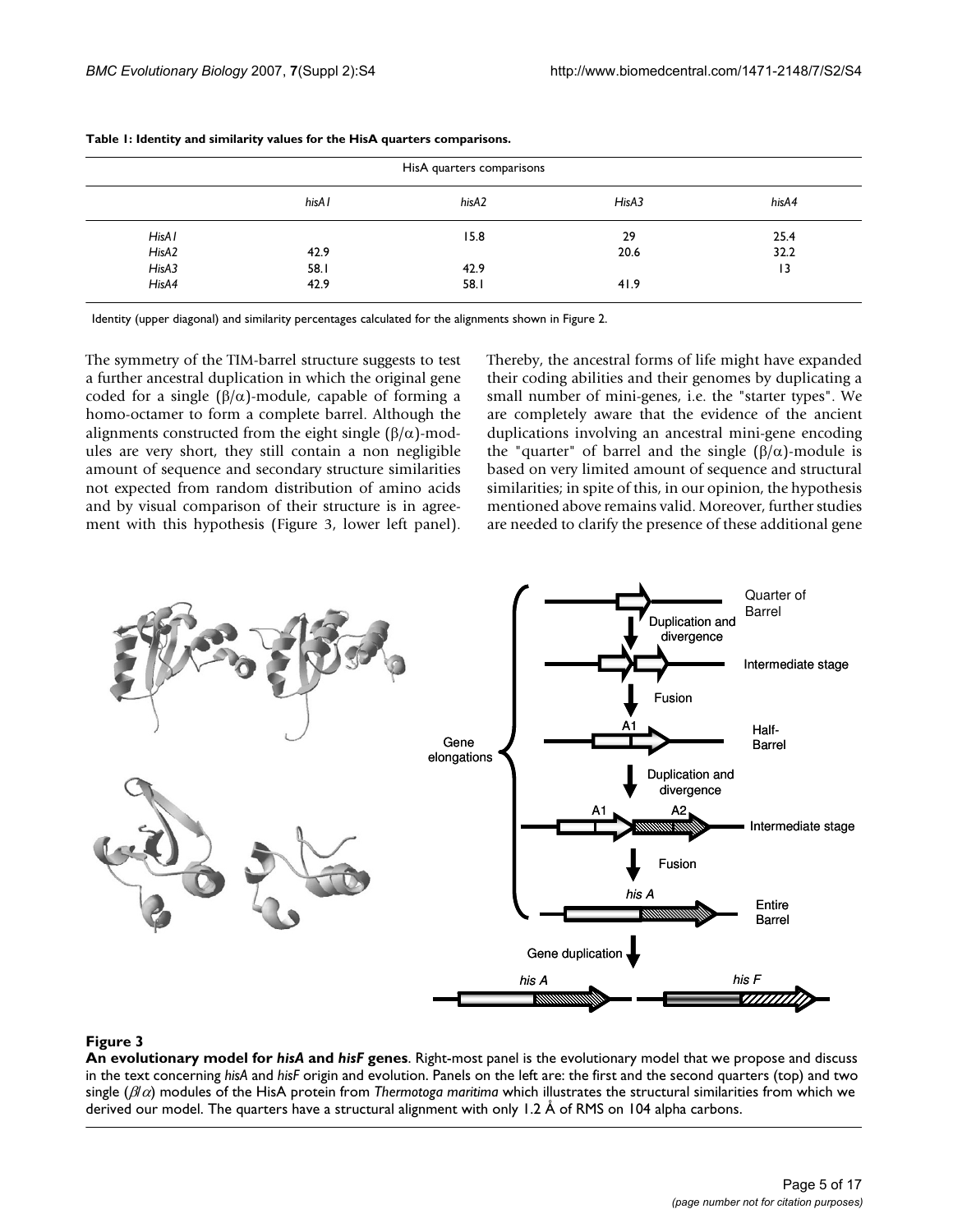**Table 1: Identity and similarity values for the HisA quarters comparisons.**

| | HisA quarters comparisons | | | |
|---|---|---|---|---|
| | *hisA1* | *hisA2* | *HisA3* | *hisA4* |
| *HisA1* | | 15.8 | 29 | 25.4 |
| *HisA2* | 42.9 | | 20.6 | 32.2 |
| *HisA3* | 58.1 | 42.9 | | 13 |
| *HisA4* | 42.9 | 58.1 | 41.9 | |

Identity (upper diagonal) and similarity percentages calculated for the alignments shown in Figure 2.

The symmetry of the TIM-barrel structure suggests to test a further ancestral duplication in which the original gene coded for a single ($\beta/\alpha$)-module, capable of forming a homo-octamer to form a complete barrel. Although the alignments constructed from the eight single ($\beta/\alpha$)-modules are very short, they still contain a non negligible amount of sequence and secondary structure similarities not expected from random distribution of amino acids and by visual comparison of their structure is in agreement with this hypothesis (Figure 3, lower left panel). Thereby, the ancestral forms of life might have expanded their coding abilities and their genomes by duplicating a small number of mini-genes, i.e. the "starter types". We are completely aware that the evidence of the ancient duplications involving an ancestral mini-gene encoding the "quarter" of barrel and the single ($\beta/\alpha$)-module is based on very limited amount of sequence and structural similarities; in spite of this, in our opinion, the hypothesis mentioned above remains valid. Moreover, further studies are needed to clarify the presence of these additional gene

**Figure 3**

**An evolutionary model for *hisA* and *hisF* genes**. Right-most panel is the evolutionary model that we propose and discuss in the text concerning *hisA* and *hisF* origin and evolution. Panels on the left are: the first and the second quarters (top) and two single ($\beta/\alpha$) modules of the HisA protein from *Thermotoga maritima* which illustrates the structural similarities from which we derived our model. The quarters have a structural alignment with only 1.2 Å of RMS on 104 alpha carbons.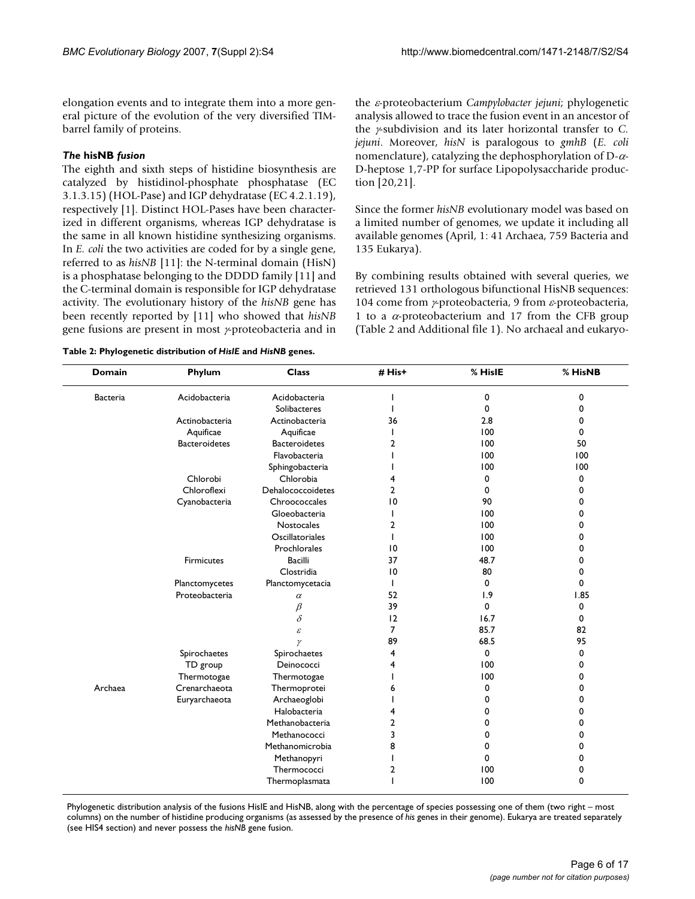elongation events and to integrate them into a more general picture of the evolution of the very diversified TIM-barrel family of proteins.

### *The* hisNB *fusion*

The eighth and sixth steps of histidine biosynthesis are catalyzed by histidinol-phosphate phosphatase (EC 3.1.3.15) (HOL-Pase) and IGP dehydratase (EC 4.2.1.19), respectively [1]. Distinct HOL-Pases have been characterized in different organisms, whereas IGP dehydratase is the same in all known histidine synthesizing organisms. In *E. coli* the two activities are coded for by a single gene, referred to as *hisNB* [11]: the N-terminal domain (HisN) is a phosphatase belonging to the DDDD family [11] and the C-terminal domain is responsible for IGP dehydratase activity. The evolutionary history of the *hisNB* gene has been recently reported by [11] who showed that *hisNB* gene fusions are present in most $\gamma$-proteobacteria and in the $\varepsilon$-proteobacterium *Campylobacter jejuni*; phylogenetic analysis allowed to trace the fusion event in an ancestor of the $\gamma$-subdivision and its later horizontal transfer to *C. jejuni*. Moreover, *hisN* is paralogous to *gmhB* (*E. coli* nomenclature), catalyzing the dephosphorylation of D-$\alpha$-D-heptose 1,7-PP for surface Lipopolysaccharide production [20,21].

Since the former *hisNB* evolutionary model was based on a limited number of genomes, we update it including all available genomes (April, 1: 41 Archaea, 759 Bacteria and 135 Eukarya).

By combining results obtained with several queries, we retrieved 131 orthologous bifunctional HisNB sequences: 104 come from $\gamma$-proteobacteria, 9 from $\varepsilon$-proteobacteria, 1 to a $\alpha$-proteobacterium and 17 from the CFB group (Table 2 and Additional file 1). No archaeal and eukaryo-

**Table 2: Phylogenetic distribution of *HisIE* and *HisNB* genes.**

| Domain | Phylum | Class | # His+ | % HisIE | % HisNB |
|---|---|---|---|---|---|
| Bacteria | Acidobacteria | Acidobacteria | 1 | 0 | 0 |
| | | Solibacteres | 1 | 0 | 0 |
| | Actinobacteria | Actinobacteria | 36 | 2.8 | 0 |
| | Aquificae | Aquificae | 1 | 100 | 0 |
| | Bacteroidetes | Bacteroidetes | 2 | 100 | 50 |
| | | Flavobacteria | 1 | 100 | 100 |
| | | Sphingobacteria | 1 | 100 | 100 |
| | Chlorobi | Chlorobia | 4 | 0 | 0 |
| | Chloroflexi | Dehalococcoidetes | 2 | 0 | 0 |
| | Cyanobacteria | Chroococcales | 10 | 90 | 0 |
| | | Gloeobacteria | 1 | 100 | 0 |
| | | Nostocales | 2 | 100 | 0 |
| | | Oscillatoriales | 1 | 100 | 0 |
| | | Prochlorales | 10 | 100 | 0 |
| | Firmicutes | Bacilli | 37 | 48.7 | 0 |
| | | Clostridia | 10 | 80 | 0 |
| | Planctomycetes | Planctomycetacia | 1 | 0 | 0 |
| | Proteobacteria | $\alpha$ | 52 | 1.9 | 1.85 |
| | | $\beta$ | 39 | 0 | 0 |
| | | $\delta$ | 12 | 16.7 | 0 |
| | | $\varepsilon$ | 7 | 85.7 | 82 |
| | | $\gamma$ | 89 | 68.5 | 95 |
| | Spirochaetes | Spirochaetes | 4 | 0 | 0 |
| | TD group | Deinococci | 4 | 100 | 0 |
| | Thermotogae | Thermotogae | 1 | 100 | 0 |
| Archaea | Crenarchaeota | Thermoprotei | 6 | 0 | 0 |
| | Euryarchaeota | Archaeoglobi | 1 | 0 | 0 |
| | | Halobacteria | 4 | 0 | 0 |
| | | Methanobacteria | 2 | 0 | 0 |
| | | Methanococci | 3 | 0 | 0 |
| | | Methanomicrobia | 8 | 0 | 0 |
| | | Methanopyri | 1 | 0 | 0 |
| | | Thermococci | 2 | 100 | 0 |
| | | Thermoplasmata | 1 | 100 | 0 |

Phylogenetic distribution analysis of the fusions HisIE and HisNB, along with the percentage of species possessing one of them (two right – most columns) on the number of histidine producing organisms (as assessed by the presence of *his* genes in their genome). Eukarya are treated separately (see HIS4 section) and never possess the *hisNB* gene fusion.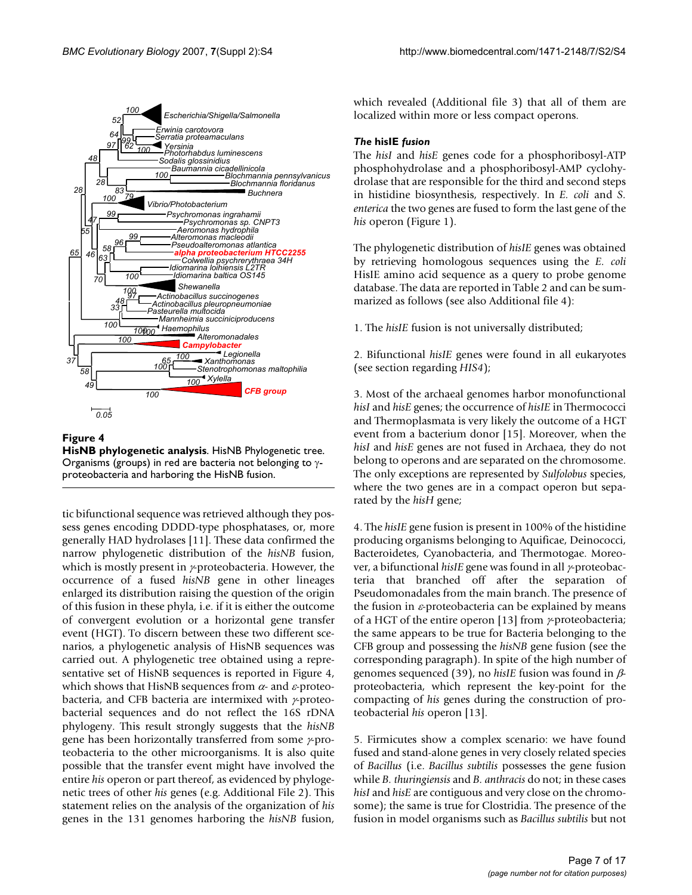**Figure 4**

**HisNB phylogenetic analysis**. HisNB Phylogenetic tree. Organisms (groups) in red are bacteria not belonging to γ-proteobacteria and harboring the HisNB fusion.

tic bifunctional sequence was retrieved although they possess genes encoding DDDD-type phosphatases, or, more generally HAD hydrolases [11]. These data confirmed the narrow phylogenetic distribution of the *hisNB* fusion, which is mostly present in γ-proteobacteria. However, the occurrence of a fused *hisNB* gene in other lineages enlarged its distribution raising the question of the origin of this fusion in these phyla, i.e. if it is either the outcome of convergent evolution or a horizontal gene transfer event (HGT). To discern between these two different scenarios, a phylogenetic analysis of HisNB sequences was carried out. A phylogenetic tree obtained using a representative set of HisNB sequences is reported in Figure 4, which shows that HisNB sequences from α- and ε-proteobacteria, and CFB bacteria are intermixed with γ-proteobacterial sequences and do not reflect the 16S rDNA phylogeny. This result strongly suggests that the *hisNB* gene has been horizontally transferred from some γ-proteobacteria to the other microorganisms. It is also quite possible that the transfer event might have involved the entire *his* operon or part thereof, as evidenced by phylogenetic trees of other *his* genes (e.g. Additional File 2). This statement relies on the analysis of the organization of *his* genes in the 131 genomes harboring the *hisNB* fusion, which revealed (Additional file 3) that all of them are localized within more or less compact operons.

### *The* hisIE *fusion*

The *hisI* and *hisE* genes code for a phosphoribosyl-ATP phosphohydrolase and a phosphoribosyl-AMP cyclohydrolase that are responsible for the third and second steps in histidine biosynthesis, respectively. In *E. coli* and *S. enterica* the two genes are fused to form the last gene of the *his* operon (Figure 1).

The phylogenetic distribution of *hisIE* genes was obtained by retrieving homologous sequences using the *E. coli* HisIE amino acid sequence as a query to probe genome database. The data are reported in Table 2 and can be summarized as follows (see also Additional file 4):

1. The *hisIE* fusion is not universally distributed;

2. Bifunctional *hisIE* genes were found in all eukaryotes (see section regarding *HIS4*);

3. Most of the archaeal genomes harbor monofunctional *hisI* and *hisE* genes; the occurrence of *hisIE* in Thermococci and Thermoplasmata is very likely the outcome of a HGT event from a bacterium donor [15]. Moreover, when the *hisI* and *hisE* genes are not fused in Archaea, they do not belong to operons and are separated on the chromosome. The only exceptions are represented by *Sulfolobus* species, where the two genes are in a compact operon but separated by the *hisH* gene;

4. The *hisIE* gene fusion is present in 100% of the histidine producing organisms belonging to Aquificae, Deinococci, Bacteroidetes, Cyanobacteria, and Thermotogae. Moreover, a bifunctional *hisIE* gene was found in all γ-proteobacteria that branched off after the separation of Pseudomonadales from the main branch. The presence of the fusion in ε-proteobacteria can be explained by means of a HGT of the entire operon [13] from γ-proteobacteria; the same appears to be true for Bacteria belonging to the CFB group and possessing the *hisNB* gene fusion (see the corresponding paragraph). In spite of the high number of genomes sequenced (39), no *hisIE* fusion was found in β-proteobacteria, which represent the key-point for the compacting of *his* genes during the construction of proteobacterial *his* operon [13].

5. Firmicutes show a complex scenario: we have found fused and stand-alone genes in very closely related species of *Bacillus* (i.e. *Bacillus subtilis* possesses the gene fusion while *B. thuringiensis* and *B. anthracis* do not; in these cases *hisI* and *hisE* are contiguous and very close on the chromosome); the same is true for Clostridia. The presence of the fusion in model organisms such as *Bacillus subtilis* but not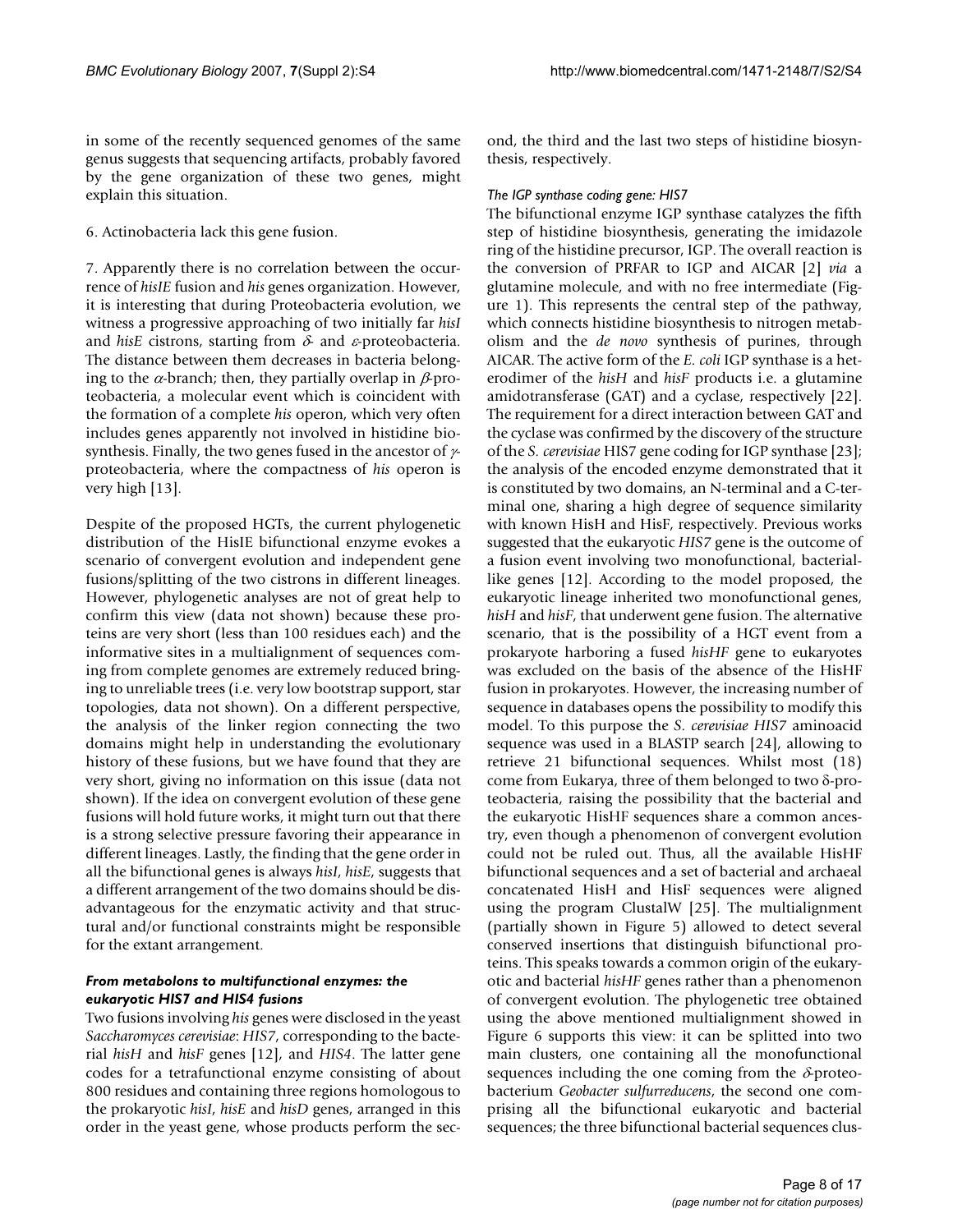in some of the recently sequenced genomes of the same genus suggests that sequencing artifacts, probably favored by the gene organization of these two genes, might explain this situation.

6. Actinobacteria lack this gene fusion.

7. Apparently there is no correlation between the occurrence of *hisIE* fusion and *his* genes organization. However, it is interesting that during Proteobacteria evolution, we witness a progressive approaching of two initially far *hisI* and *hisE* cistrons, starting from $\delta$- and $\varepsilon$-proteobacteria. The distance between them decreases in bacteria belonging to the $\alpha$-branch; then, they partially overlap in $\beta$-proteobacteria, a molecular event which is coincident with the formation of a complete *his* operon, which very often includes genes apparently not involved in histidine biosynthesis. Finally, the two genes fused in the ancestor of $\gamma$-proteobacteria, where the compactness of *his* operon is very high [13].

Despite of the proposed HGTs, the current phylogenetic distribution of the HisIE bifunctional enzyme evokes a scenario of convergent evolution and independent gene fusions/splitting of the two cistrons in different lineages. However, phylogenetic analyses are not of great help to confirm this view (data not shown) because these proteins are very short (less than 100 residues each) and the informative sites in a multialignment of sequences coming from complete genomes are extremely reduced bringing to unreliable trees (i.e. very low bootstrap support, star topologies, data not shown). On a different perspective, the analysis of the linker region connecting the two domains might help in understanding the evolutionary history of these fusions, but we have found that they are very short, giving no information on this issue (data not shown). If the idea on convergent evolution of these gene fusions will hold future works, it might turn out that there is a strong selective pressure favoring their appearance in different lineages. Lastly, the finding that the gene order in all the bifunctional genes is always *hisI*, *hisE*, suggests that a different arrangement of the two domains should be disadvantageous for the enzymatic activity and that structural and/or functional constraints might be responsible for the extant arrangement.

### From metabolons to multifunctional enzymes: the eukaryotic *HIS7* and *HIS4* fusions

Two fusions involving *his* genes were disclosed in the yeast *Saccharomyces cerevisiae*: *HIS7*, corresponding to the bacterial *hisH* and *hisF* genes [12], and *HIS4*. The latter gene codes for a tetrafunctional enzyme consisting of about 800 residues and containing three regions homologous to the prokaryotic *hisI*, *hisE* and *hisD* genes, arranged in this order in the yeast gene, whose products perform the second, the third and the last two steps of histidine biosynthesis, respectively.

#### *The IGP synthase coding gene: HIS7*

The bifunctional enzyme IGP synthase catalyzes the fifth step of histidine biosynthesis, generating the imidazole ring of the histidine precursor, IGP. The overall reaction is the conversion of PRFAR to IGP and AICAR [2] *via* a glutamine molecule, and with no free intermediate (Figure 1). This represents the central step of the pathway, which connects histidine biosynthesis to nitrogen metabolism and the *de novo* synthesis of purines, through AICAR. The active form of the *E. coli* IGP synthase is a heterodimer of the *hisH* and *hisF* products i.e. a glutamine amidotransferase (GAT) and a cyclase, respectively [22]. The requirement for a direct interaction between GAT and the cyclase was confirmed by the discovery of the structure of the *S. cerevisiae* HIS7 gene coding for IGP synthase [23]; the analysis of the encoded enzyme demonstrated that it is constituted by two domains, an N-terminal and a C-terminal one, sharing a high degree of sequence similarity with known HisH and HisF, respectively. Previous works suggested that the eukaryotic *HIS7* gene is the outcome of a fusion event involving two monofunctional, bacterial-like genes [12]. According to the model proposed, the eukaryotic lineage inherited two monofunctional genes, *hisH* and *hisF*, that underwent gene fusion. The alternative scenario, that is the possibility of a HGT event from a prokaryote harboring a fused *hisHF* gene to eukaryotes was excluded on the basis of the absence of the HisHF fusion in prokaryotes. However, the increasing number of sequence in databases opens the possibility to modify this model. To this purpose the *S. cerevisiae HIS7* aminoacid sequence was used in a BLASTP search [24], allowing to retrieve 21 bifunctional sequences. Whilst most (18) come from Eukarya, three of them belonged to two δ-proteobacteria, raising the possibility that the bacterial and the eukaryotic HisHF sequences share a common ancestry, even though a phenomenon of convergent evolution could not be ruled out. Thus, all the available HisHF bifunctional sequences and a set of bacterial and archaeal concatenated HisH and HisF sequences were aligned using the program ClustalW [25]. The multialignment (partially shown in Figure 5) allowed to detect several conserved insertions that distinguish bifunctional proteins. This speaks towards a common origin of the eukaryotic and bacterial *hisHF* genes rather than a phenomenon of convergent evolution. The phylogenetic tree obtained using the above mentioned multialignment showed in Figure 6 supports this view: it can be splitted into two main clusters, one containing all the monofunctional sequences including the one coming from the $\delta$-proteobacterium *Geobacter sulfurreducens*, the second one comprising all the bifunctional eukaryotic and bacterial sequences; the three bifunctional bacterial sequences clus-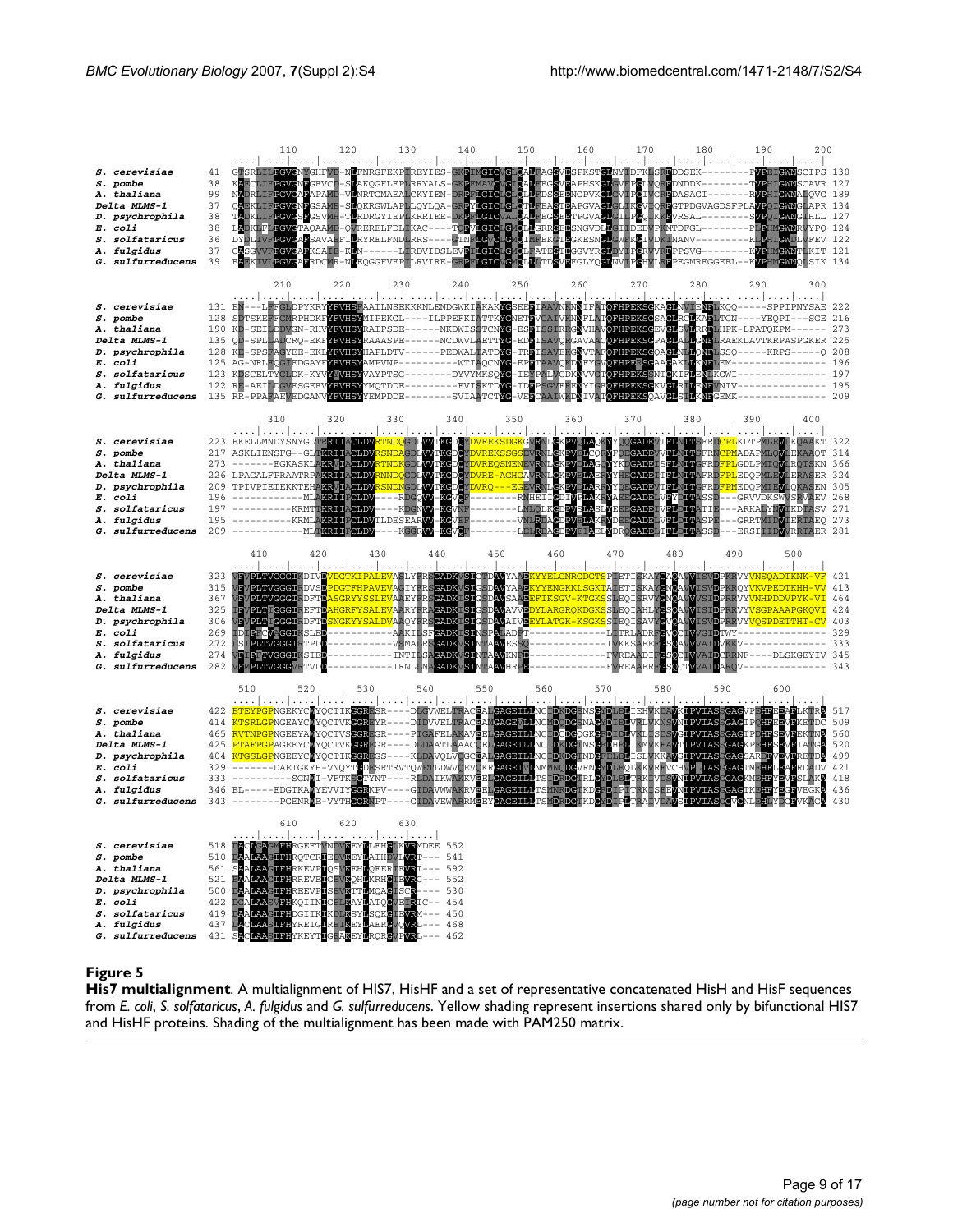**Figure 5**

**His7 multialignment**. A multialignment of HIS7, HisHF and a set of representative concatenated HisH and HisF sequences from *E. coli*, *S. solfataricus*, *A. fulgidus* and *G. sulfurreducens*. Yellow shading represent insertions shared only by bifunctional HIS7 and HisHF proteins. Shading of the multialignment has been made with PAM250 matrix.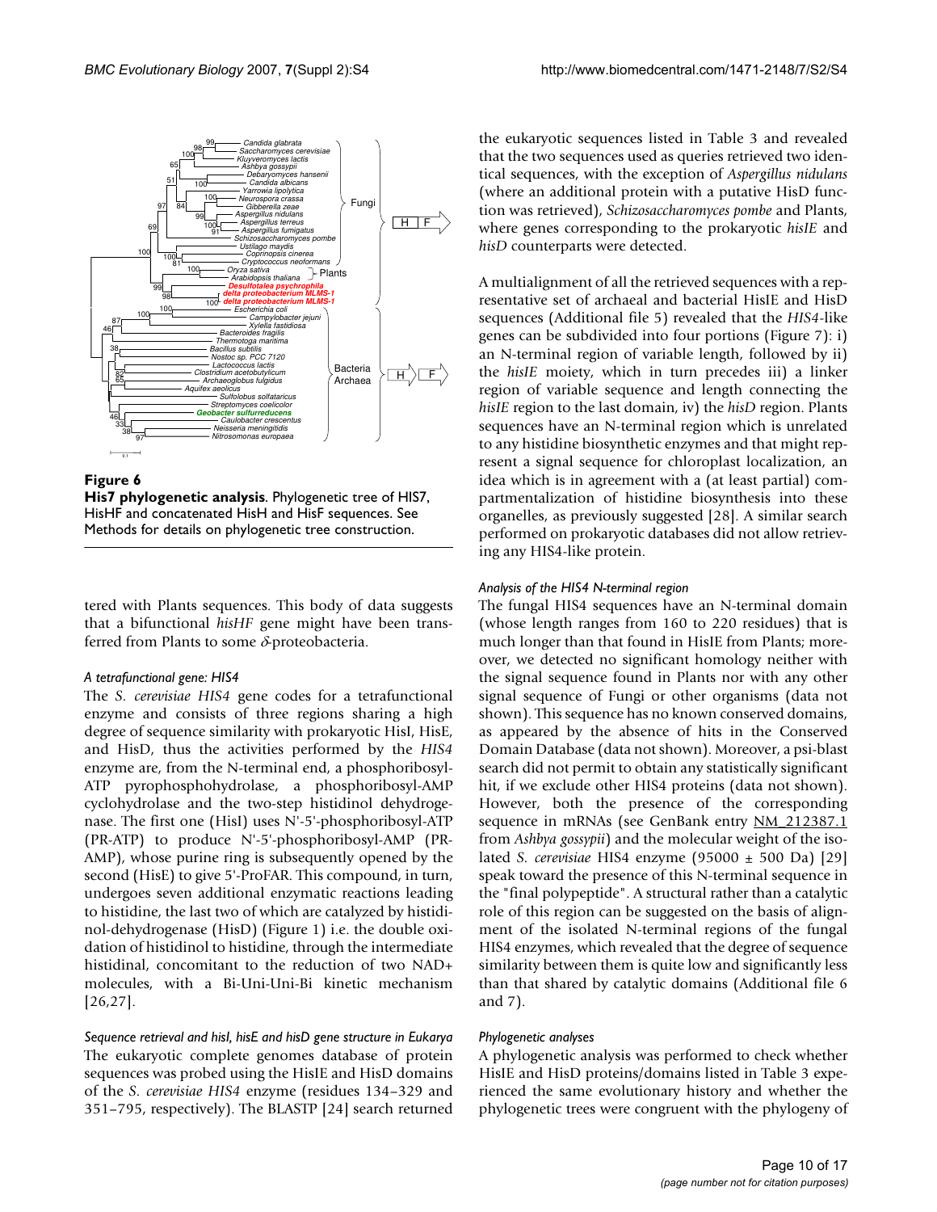**Figure 6**
**His7 phylogenetic analysis**. Phylogenetic tree of HIS7, HisHF and concatenated HisH and HisF sequences. See Methods for details on phylogenetic tree construction.

tered with Plants sequences. This body of data suggests that a bifunctional *hisHF* gene might have been transferred from Plants to some $\delta$-proteobacteria.

### *A tetrafunctional gene: HIS4*

The *S. cerevisiae HIS4* gene codes for a tetrafunctional enzyme and consists of three regions sharing a high degree of sequence similarity with prokaryotic HisI, HisE, and HisD, thus the activities performed by the *HIS4* enzyme are, from the N-terminal end, a phosphoribosyl-ATP pyrophosphohydrolase, a phosphoribosyl-AMP cyclohydrolase and the two-step histidinol dehydrogenase. The first one (HisI) uses N'-5'-phosphoribosyl-ATP (PR-ATP) to produce N'-5'-phosphoribosyl-AMP (PR-AMP), whose purine ring is subsequently opened by the second (HisE) to give 5'-ProFAR. This compound, in turn, undergoes seven additional enzymatic reactions leading to histidine, the last two of which are catalyzed by histidinol-dehydrogenase (HisD) (Figure 1) i.e. the double oxidation of histidinol to histidine, through the intermediate histidinal, concomitant to the reduction of two NAD+ molecules, with a Bi-Uni-Uni-Bi kinetic mechanism [26,27].

### *Sequence retrieval and hisI, hisE and hisD gene structure in Eukarya*

The eukaryotic complete genomes database of protein sequences was probed using the HisIE and HisD domains of the *S. cerevisiae HIS4* enzyme (residues 134–329 and 351–795, respectively). The BLASTP [24] search returned the eukaryotic sequences listed in Table 3 and revealed that the two sequences used as queries retrieved two identical sequences, with the exception of *Aspergillus nidulans* (where an additional protein with a putative HisD function was retrieved), *Schizosaccharomyces pombe* and Plants, where genes corresponding to the prokaryotic *hisIE* and *hisD* counterparts were detected.

A multialignment of all the retrieved sequences with a representative set of archaeal and bacterial HisIE and HisD sequences (Additional file 5) revealed that the *HIS4*-like genes can be subdivided into four portions (Figure 7): i) an N-terminal region of variable length, followed by ii) the *hisIE* moiety, which in turn precedes iii) a linker region of variable sequence and length connecting the *hisIE* region to the last domain, iv) the *hisD* region. Plants sequences have an N-terminal region which is unrelated to any histidine biosynthetic enzymes and that might represent a signal sequence for chloroplast localization, an idea which is in agreement with a (at least partial) compartmentalization of histidine biosynthesis into these organelles, as previously suggested [28]. A similar search performed on prokaryotic databases did not allow retrieving any HIS4-like protein.

### *Analysis of the HIS4 N-terminal region*

The fungal HIS4 sequences have an N-terminal domain (whose length ranges from 160 to 220 residues) that is much longer than that found in HisIE from Plants; moreover, we detected no significant homology neither with the signal sequence found in Plants nor with any other signal sequence of Fungi or other organisms (data not shown). This sequence has no known conserved domains, as appeared by the absence of hits in the Conserved Domain Database (data not shown). Moreover, a psi-blast search did not permit to obtain any statistically significant hit, if we exclude other HIS4 proteins (data not shown). However, both the presence of the corresponding sequence in mRNAs (see GenBank entry NM_212387.1 from *Ashbya gossypii*) and the molecular weight of the isolated *S. cerevisiae* HIS4 enzyme (95000 ± 500 Da) [29] speak toward the presence of this N-terminal sequence in the "final polypeptide". A structural rather than a catalytic role of this region can be suggested on the basis of alignment of the isolated N-terminal regions of the fungal HIS4 enzymes, which revealed that the degree of sequence similarity between them is quite low and significantly less than that shared by catalytic domains (Additional file 6 and 7).

### *Phylogenetic analyses*

A phylogenetic analysis was performed to check whether HisIE and HisD proteins/domains listed in Table 3 experienced the same evolutionary history and whether the phylogenetic trees were congruent with the phylogeny of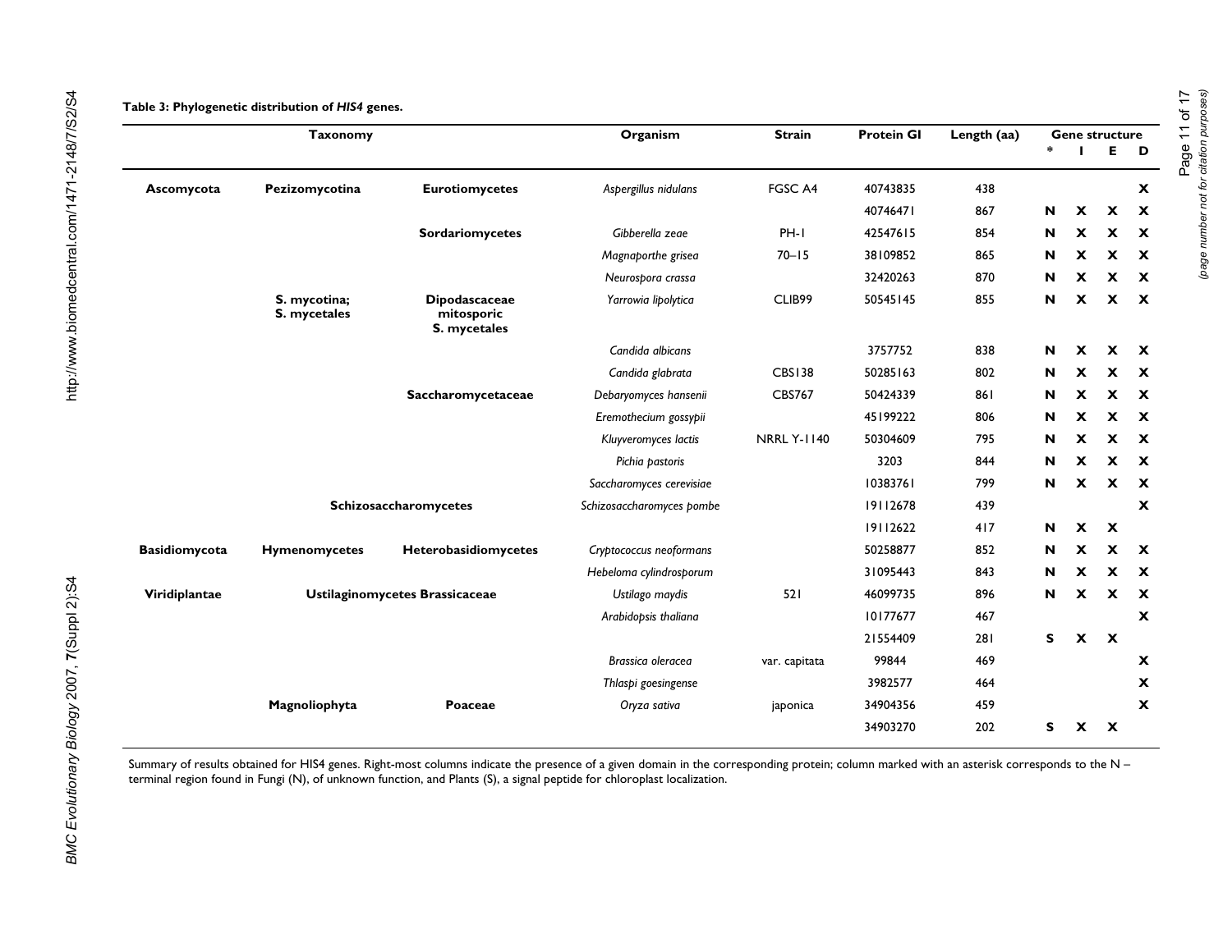**Table 3: Phylogenetic distribution of *HIS4* genes.**

| Taxonomy | | | Organism | Strain | Protein GI | Length (aa) | Gene structure | | | |
|---|---|---|---|---|---|---|---|---|---|---|
| | | | | | | | * | I | E | D |
| **Ascomycota** | **Pezizomycotina** | **Eurotiomycetes** | *Aspergillus nidulans* | FGSC A4 | 40743835 | 438 | | | | X |
| | | | | | 40746471 | 867 | N | X | X | X |
| | | **Sordariomycetes** | *Gibberella zeae* | PH-1 | 42547615 | 854 | N | X | X | X |
| | | | *Magnaporthe grisea* | 70–15 | 38109852 | 865 | N | X | X | X |
| | | | *Neurospora crassa* | | 32420263 | 870 | N | X | X | X |
| | **S. mycotina; S. mycetales** | **Dipodascaceae mitosporic S. mycetales** | *Yarrowia lipolytica* | CLIB99 | 50545145 | 855 | N | X | X | X |
| | | | *Candida albicans* | | 3757752 | 838 | N | X | X | X |
| | | | *Candida glabrata* | CBS138 | 50285163 | 802 | N | X | X | X |
| | | **Saccharomycetaceae** | *Debaryomyces hansenii* | CBS767 | 50424339 | 861 | N | X | X | X |
| | | | *Eremothecium gossypii* | | 45199222 | 806 | N | X | X | X |
| | | | *Kluyveromyces lactis* | NRRL Y-1140 | 50304609 | 795 | N | X | X | X |
| | | | *Pichia pastoris* | | 3203 | 844 | N | X | X | X |
| | | | *Saccharomyces cerevisiae* | | 10383761 | 799 | N | X | X | X |
| | **Schizosaccharomycetes** | | *Schizosaccharomyces pombe* | | 19112678 | 439 | | | | X |
| | | | | | 19112622 | 417 | N | X | X | |
| **Basidiomycota** | **Hymenomycetes** | **Heterobasidiomycetes** | *Cryptococcus neoformans* | | 50258877 | 852 | N | X | X | X |
| | | | *Hebeloma cylindrosporum* | | 31095443 | 843 | N | X | X | X |
| **Viridiplantae** | **Ustilaginomycetes Brassicaceae** | | *Ustilago maydis* | 521 | 46099735 | 896 | N | X | X | X |
| | | | *Arabidopsis thaliana* | | 10177677 | 467 | | | | X |
| | | | | | 21554409 | 281 | S | X | X | |
| | | | *Brassica oleracea* | var. capitata | 99844 | 469 | | | | X |
| | | | *Thlaspi goesingense* | | 3982577 | 464 | | | | X |
| | **Magnoliophyta** | **Poaceae** | *Oryza sativa* | japonica | 34904356 | 459 | | | | X |
| | | | | | 34903270 | 202 | S | X | X | |

Summary of results obtained for HIS4 genes. Right-most columns indicate the presence of a given domain in the corresponding protein; column marked with an asterisk corresponds to the N – terminal region found in Fungi (N), of unknown function, and Plants (S), a signal peptide for chloroplast localization.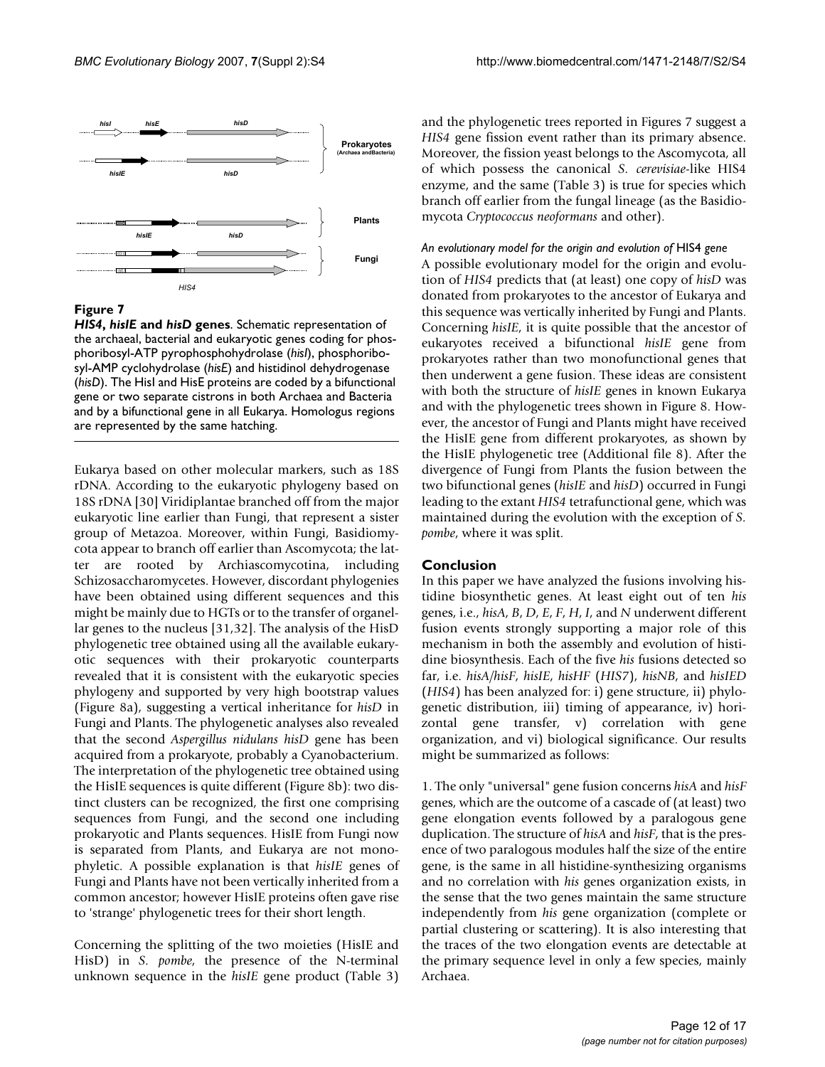**Figure 7**

***HIS4*, *hisIE* and *hisD* genes**. Schematic representation of the archaeal, bacterial and eukaryotic genes coding for phosphoribosyl-ATP pyrophosphohydrolase (*hisI*), phosphoribosyl-AMP cyclohydrolase (*hisE*) and histidinol dehydrogenase (*hisD*). The HisI and HisE proteins are coded by a bifunctional gene or two separate cistrons in both Archaea and Bacteria and by a bifunctional gene in all Eukarya. Homologus regions are represented by the same hatching.

Eukarya based on other molecular markers, such as 18S rDNA. According to the eukaryotic phylogeny based on 18S rDNA [30] Viridiplantae branched off from the major eukaryotic line earlier than Fungi, that represent a sister group of Metazoa. Moreover, within Fungi, Basidiomycota appear to branch off earlier than Ascomycota; the latter are rooted by Archiascomycotina, including Schizosaccharomycetes. However, discordant phylogenies have been obtained using different sequences and this might be mainly due to HGTs or to the transfer of organellar genes to the nucleus [31,32]. The analysis of the HisD phylogenetic tree obtained using all the available eukaryotic sequences with their prokaryotic counterparts revealed that it is consistent with the eukaryotic species phylogeny and supported by very high bootstrap values (Figure 8a), suggesting a vertical inheritance for *hisD* in Fungi and Plants. The phylogenetic analyses also revealed that the second *Aspergillus nidulans hisD* gene has been acquired from a prokaryote, probably a Cyanobacterium. The interpretation of the phylogenetic tree obtained using the HisIE sequences is quite different (Figure 8b): two distinct clusters can be recognized, the first one comprising sequences from Fungi, and the second one including prokaryotic and Plants sequences. HisIE from Fungi now is separated from Plants, and Eukarya are not monophyletic. A possible explanation is that *hisIE* genes of Fungi and Plants have not been vertically inherited from a common ancestor; however HisIE proteins often gave rise to 'strange' phylogenetic trees for their short length.

Concerning the splitting of the two moieties (HisIE and HisD) in *S. pombe*, the presence of the N-terminal unknown sequence in the *hisIE* gene product (Table 3) and the phylogenetic trees reported in Figures 7 suggest a *HIS4* gene fission event rather than its primary absence. Moreover, the fission yeast belongs to the Ascomycota, all of which possess the canonical *S. cerevisiae*-like HIS4 enzyme, and the same (Table 3) is true for species which branch off earlier from the fungal lineage (as the Basidiomycota *Cryptococcus neoformans* and other).

#### *An evolutionary model for the origin and evolution of* HIS4 *gene*

A possible evolutionary model for the origin and evolution of *HIS4* predicts that (at least) one copy of *hisD* was donated from prokaryotes to the ancestor of Eukarya and this sequence was vertically inherited by Fungi and Plants. Concerning *hisIE*, it is quite possible that the ancestor of eukaryotes received a bifunctional *hisIE* gene from prokaryotes rather than two monofunctional genes that then underwent a gene fusion. These ideas are consistent with both the structure of *hisIE* genes in known Eukarya and with the phylogenetic trees shown in Figure 8. However, the ancestor of Fungi and Plants might have received the HisIE gene from different prokaryotes, as shown by the HisIE phylogenetic tree (Additional file 8). After the divergence of Fungi from Plants the fusion between the two bifunctional genes (*hisIE* and *hisD*) occurred in Fungi leading to the extant *HIS4* tetrafunctional gene, which was maintained during the evolution with the exception of *S. pombe*, where it was split.

## Conclusion

In this paper we have analyzed the fusions involving histidine biosynthetic genes. At least eight out of ten *his* genes, i.e., *hisA*, *B*, *D*, *E*, *F*, *H*, *I*, and *N* underwent different fusion events strongly supporting a major role of this mechanism in both the assembly and evolution of histidine biosynthesis. Each of the five *his* fusions detected so far, i.e. *hisA*/*hisF*, *hisIE*, *hisHF* (*HIS7*), *hisNB*, and *hisIED* (*HIS4*) has been analyzed for: i) gene structure, ii) phylogenetic distribution, iii) timing of appearance, iv) horizontal gene transfer, v) correlation with gene organization, and vi) biological significance. Our results might be summarized as follows:

1. The only "universal" gene fusion concerns *hisA* and *hisF* genes, which are the outcome of a cascade of (at least) two gene elongation events followed by a paralogous gene duplication. The structure of *hisA* and *hisF*, that is the presence of two paralogous modules half the size of the entire gene, is the same in all histidine-synthesizing organisms and no correlation with *his* genes organization exists, in the sense that the two genes maintain the same structure independently from *his* gene organization (complete or partial clustering or scattering). It is also interesting that the traces of the two elongation events are detectable at the primary sequence level in only a few species, mainly Archaea.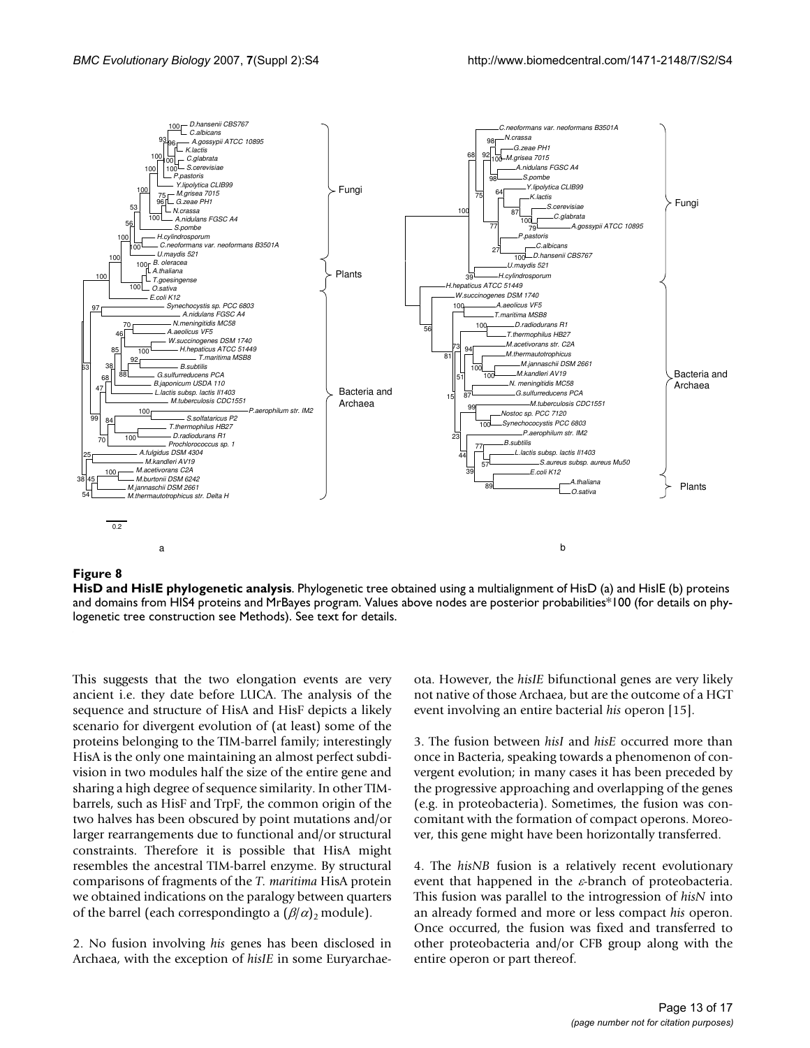**Figure 8**

**HisD and HisIE phylogenetic analysis**. Phylogenetic tree obtained using a multialignment of HisD (a) and HisIE (b) proteins and domains from HIS4 proteins and MrBayes program. Values above nodes are posterior probabilities*100 (for details on phylogenetic tree construction see Methods). See text for details.

This suggests that the two elongation events are very ancient i.e. they date before LUCA. The analysis of the sequence and structure of HisA and HisF depicts a likely scenario for divergent evolution of (at least) some of the proteins belonging to the TIM-barrel family; interestingly HisA is the only one maintaining an almost perfect subdivision in two modules half the size of the entire gene and sharing a high degree of sequence similarity. In other TIM-barrels, such as HisF and TrpF, the common origin of the two halves has been obscured by point mutations and/or larger rearrangements due to functional and/or structural constraints. Therefore it is possible that HisA might resembles the ancestral TIM-barrel enzyme. By structural comparisons of fragments of the *T. maritima* HisA protein we obtained indications on the paralogy between quarters of the barrel (each correspondingto a $(\beta/\alpha)_2$ module).

2. No fusion involving *his* genes has been disclosed in Archaea, with the exception of *hisIE* in some Euryarchaeota. However, the *hisIE* bifunctional genes are very likely not native of those Archaea, but are the outcome of a HGT event involving an entire bacterial *his* operon [15].

3. The fusion between *hisI* and *hisE* occurred more than once in Bacteria, speaking towards a phenomenon of convergent evolution; in many cases it has been preceded by the progressive approaching and overlapping of the genes (e.g. in proteobacteria). Sometimes, the fusion was concomitant with the formation of compact operons. Moreover, this gene might have been horizontally transferred.

4. The *hisNB* fusion is a relatively recent evolutionary event that happened in the $\varepsilon$-branch of proteobacteria. This fusion was parallel to the introgression of *hisN* into an already formed and more or less compact *his* operon. Once occurred, the fusion was fixed and transferred to other proteobacteria and/or CFB group along with the entire operon or part thereof.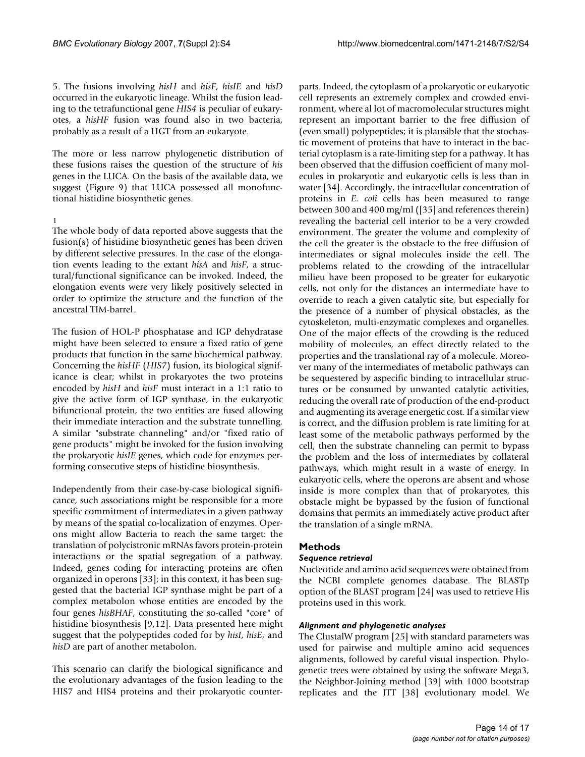5. The fusions involving *hisH* and *hisF*, *hisIE* and *hisD* occurred in the eukaryotic lineage. Whilst the fusion leading to the tetrafunctional gene *HIS4* is peculiar of eukaryotes, a *hisHF* fusion was found also in two bacteria, probably as a result of a HGT from an eukaryote.

The more or less narrow phylogenetic distribution of these fusions raises the question of the structure of *his* genes in the LUCA. On the basis of the available data, we suggest (Figure 9) that LUCA possessed all monofunctional histidine biosynthetic genes.

1

The whole body of data reported above suggests that the fusion(s) of histidine biosynthetic genes has been driven by different selective pressures. In the case of the elongation events leading to the extant *hisA* and *hisF*, a structural/functional significance can be invoked. Indeed, the elongation events were very likely positively selected in order to optimize the structure and the function of the ancestral TIM-barrel.

The fusion of HOL-P phosphatase and IGP dehydratase might have been selected to ensure a fixed ratio of gene products that function in the same biochemical pathway. Concerning the *hisHF* (*HIS7*) fusion, its biological significance is clear; whilst in prokaryotes the two proteins encoded by *hisH* and *hisF* must interact in a 1:1 ratio to give the active form of IGP synthase, in the eukaryotic bifunctional protein, the two entities are fused allowing their immediate interaction and the substrate tunnelling. A similar "substrate channeling" and/or "fixed ratio of gene products" might be invoked for the fusion involving the prokaryotic *hisIE* genes, which code for enzymes performing consecutive steps of histidine biosynthesis.

Independently from their case-by-case biological significance, such associations might be responsible for a more specific commitment of intermediates in a given pathway by means of the spatial co-localization of enzymes. Operons might allow Bacteria to reach the same target: the translation of polycistronic mRNAs favors protein-protein interactions or the spatial segregation of a pathway. Indeed, genes coding for interacting proteins are often organized in operons [33]; in this context, it has been suggested that the bacterial IGP synthase might be part of a complex metabolon whose entities are encoded by the four genes *hisBHAF*, constituting the so-called "core" of histidine biosynthesis [9,12]. Data presented here might suggest that the polypeptides coded for by *hisI*, *hisE*, and *hisD* are part of another metabolon.

This scenario can clarify the biological significance and the evolutionary advantages of the fusion leading to the HIS7 and HIS4 proteins and their prokaryotic counterparts. Indeed, the cytoplasm of a prokaryotic or eukaryotic cell represents an extremely complex and crowded environment, where al lot of macromolecular structures might represent an important barrier to the free diffusion of (even small) polypeptides; it is plausible that the stochastic movement of proteins that have to interact in the bacterial cytoplasm is a rate-limiting step for a pathway. It has been observed that the diffusion coefficient of many molecules in prokaryotic and eukaryotic cells is less than in water [34]. Accordingly, the intracellular concentration of proteins in *E. coli* cells has been measured to range between 300 and 400 mg/ml ([35] and references therein) revealing the bacterial cell interior to be a very crowded environment. The greater the volume and complexity of the cell the greater is the obstacle to the free diffusion of intermediates or signal molecules inside the cell. The problems related to the crowding of the intracellular milieu have been proposed to be greater for eukaryotic cells, not only for the distances an intermediate have to override to reach a given catalytic site, but especially for the presence of a number of physical obstacles, as the cytoskeleton, multi-enzymatic complexes and organelles. One of the major effects of the crowding is the reduced mobility of molecules, an effect directly related to the properties and the translational ray of a molecule. Moreover many of the intermediates of metabolic pathways can be sequestered by aspecific binding to intracellular structures or be consumed by unwanted catalytic activities, reducing the overall rate of production of the end-product and augmenting its average energetic cost. If a similar view is correct, and the diffusion problem is rate limiting for at least some of the metabolic pathways performed by the cell, then the substrate channeling can permit to bypass the problem and the loss of intermediates by collateral pathways, which might result in a waste of energy. In eukaryotic cells, where the operons are absent and whose inside is more complex than that of prokaryotes, this obstacle might be bypassed by the fusion of functional domains that permits an immediately active product after the translation of a single mRNA.

## Methods

### *Sequence retrieval*

Nucleotide and amino acid sequences were obtained from the NCBI complete genomes database. The BLASTp option of the BLAST program [24] was used to retrieve His proteins used in this work.

### *Alignment and phylogenetic analyses*

The ClustalW program [25] with standard parameters was used for pairwise and multiple amino acid sequences alignments, followed by careful visual inspection. Phylogenetic trees were obtained by using the software Mega3, the Neighbor-Joining method [39] with 1000 bootstrap replicates and the JTT [38] evolutionary model. We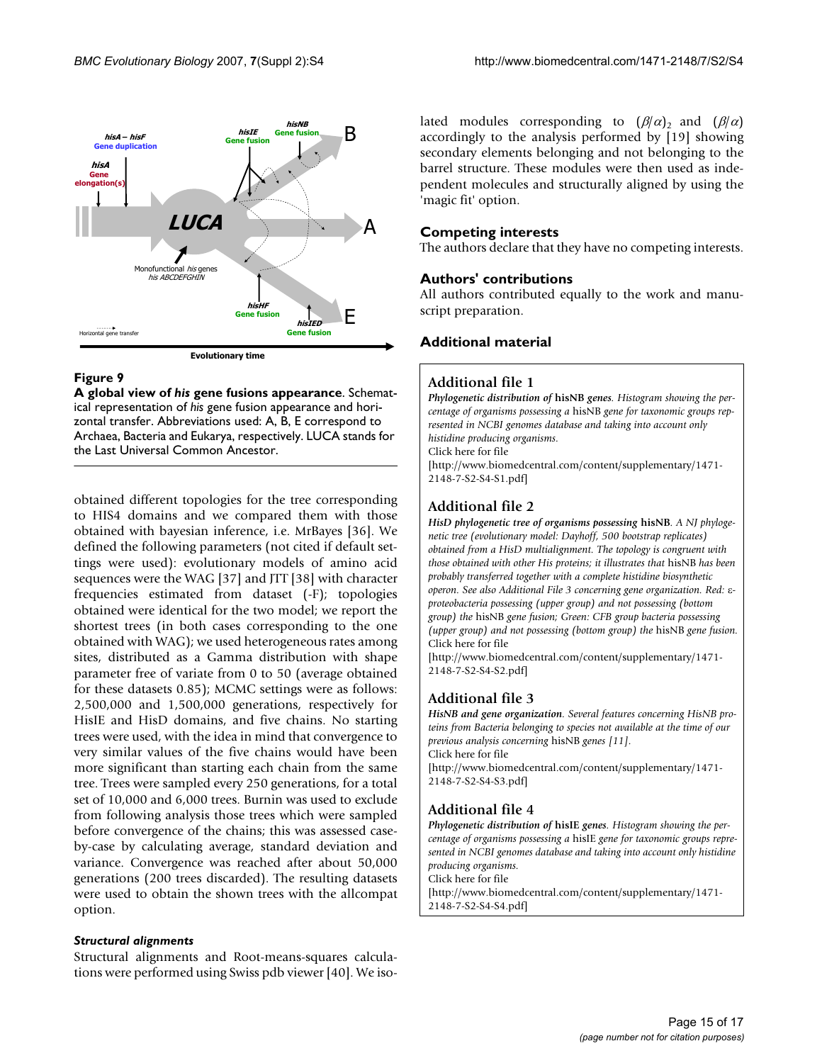**Figure 9**

**A global view of *his* gene fusions appearance**. Schematical representation of *his* gene fusion appearance and horizontal transfer. Abbreviations used: A, B, E correspond to Archaea, Bacteria and Eukarya, respectively. LUCA stands for the Last Universal Common Ancestor.

obtained different topologies for the tree corresponding to HIS4 domains and we compared them with those obtained with bayesian inference, i.e. MrBayes [36]. We defined the following parameters (not cited if default settings were used): evolutionary models of amino acid sequences were the WAG [37] and JTT [38] with character frequencies estimated from dataset (-F); topologies obtained were identical for the two model; we report the shortest trees (in both cases corresponding to the one obtained with WAG); we used heterogeneous rates among sites, distributed as a Gamma distribution with shape parameter free of variation from 0 to 50 (average obtained for these datasets 0.85); MCMC settings were as follows: 2,500,000 and 1,500,000 generations, respectively for HisIE and HisD domains, and five chains. No starting trees were used, with the idea in mind that convergence to very similar values of the five chains would have been more significant than starting each chain from the same tree. Trees were sampled every 250 generations, for a total set of 10,000 and 6,000 trees. Burnin was used to exclude from following analysis those trees which were sampled before convergence of the chains; this was assessed case-by-case by calculating average, standard deviation and variance. Convergence was reached after about 50,000 generations (200 trees discarded). The resulting datasets were used to obtain the shown trees with the allcompat option.

### *Structural alignments*

Structural alignments and Root-means-squares calculations were performed using Swiss pdb viewer [40]. We isolated modules corresponding to $(\beta/\alpha)_2$ and $(\beta/\alpha)$ accordingly to the analysis performed by [19] showing secondary elements belonging and not belonging to the barrel structure. These modules were then used as independent molecules and structurally aligned by using the 'magic fit' option.

## Competing interests

The authors declare that they have no competing interests.

## Authors' contributions

All authors contributed equally to the work and manuscript preparation.

## Additional material

### Additional file 1

*Phylogenetic distribution of* **hisNB** *genes. Histogram showing the percentage of organisms possessing a* hisNB *gene for taxonomic groups represented in NCBI genomes database and taking into account only histidine producing organisms.*
Click here for file
[http://www.biomedcentral.com/content/supplementary/1471-2148-7-S2-S4-S1.pdf]

### Additional file 2

***HisD phylogenetic tree of organisms possessing*** **hisNB**. *A NJ phylogenetic tree (evolutionary model: Dayhoff, 500 bootstrap replicates) obtained from a HisD multialignment. The topology is congruent with those obtained with other His proteins; it illustrates that* hisNB *has been probably transferred together with a complete histidine biosynthetic operon. See also Additional File 3 concerning gene organization. Red: ε-proteobacteria possessing (upper group) and not possessing (bottom group) the* hisNB *gene fusion; Green: CFB group bacteria possessing (upper group) and not possessing (bottom group) the* hisNB *gene fusion.*
Click here for file
[http://www.biomedcentral.com/content/supplementary/1471-2148-7-S2-S4-S2.pdf]

### Additional file 3

***HisNB and gene organization****. Several features concerning HisNB proteins from Bacteria belonging to species not available at the time of our previous analysis concerning* hisNB *genes [11].*
Click here for file
[http://www.biomedcentral.com/content/supplementary/1471-2148-7-S2-S4-S3.pdf]

### Additional file 4

*Phylogenetic distribution of* **hisIE** *genes. Histogram showing the percentage of organisms possessing a* hisIE *gene for taxonomic groups represented in NCBI genomes database and taking into account only histidine producing organisms.*
Click here for file
[http://www.biomedcentral.com/content/supplementary/1471-2148-7-S2-S4-S4.pdf]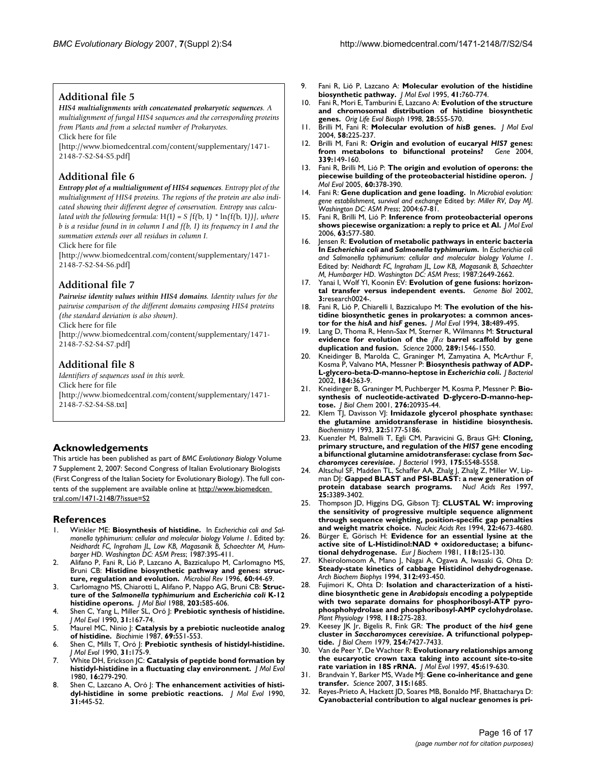## Additional file 5

***HIS4 multialignments with concatenated prokaryotic sequences****. A multialignment of fungal HIS4 sequences and the corresponding proteins from Plants and from a selected number of Prokaryotes.*

Click here for file

[http://www.biomedcentral.com/content/supplementary/1471-2148-7-S2-S4-S5.pdf]

## Additional file 6

***Entropy plot of a multialignment of HIS4 sequences****. Entropy plot of the multialignment of HIS4 proteins. The regions of the protein are also indicated showing their different degree of conservation. Entropy was calculated with the following formula:* $H(I) = S [f(b, I) * \ln(f(b, I))]$*, where b is a residue found in in column I and f(b, I) its frequency in I and the summation extends over all residues in column I.*

Click here for file

[http://www.biomedcentral.com/content/supplementary/1471-2148-7-S2-S4-S6.pdf]

## Additional file 7

***Pairwise identity values within HIS4 domains****. Identity values for the pairwise comparison of the different domains composing HIS4 proteins (the standard deviation is also shown).*

Click here for file

[http://www.biomedcentral.com/content/supplementary/1471-2148-7-S2-S4-S7.pdf]

## Additional file 8

*Identifiers of sequences used in this work.*

Click here for file

[http://www.biomedcentral.com/content/supplementary/1471-2148-7-S2-S4-S8.txt]

## Acknowledgements

This article has been published as part of *BMC Evolutionary Biology* Volume 7 Supplement 2, 2007: Second Congress of Italian Evolutionary Biologists (First Congress of the Italian Society for Evolutionary Biology). The full contents of the supplement are available online at http://www.biomedcentral.com/1471-2148/7?issue=S2

## References

1. Winkler ME: **Biosynthesis of histidine.** In *Escherichia coli and Salmonella typhimurium: cellular and molecular biology Volume 1*. Edited by: *Neidhardt FC, Ingraham JL, Low KB, Magasanik B, Schaechter M, Humbarger HD. Washington DC: ASM Press*; 1987:395-411.
2. Alifano P, Fani R, Liò P, Lazcano A, Bazzicalupo M, Carlomagno MS, Bruni CB: **Histidine biosynthetic pathway and genes: structure, regulation and evolution.** *Microbiol Rev* 1996, **60:**44-69.
3. Carlomagno MS, Chiarotti L, Alifano P, Nappo AG, Bruni CB: **Structure of the *Salmonella typhimurium* and *Escherichia coli* K-12 histidine operons.** *J Mol Biol* 1988, **203:**585-606.
4. Shen C, Yang L, Miller SL, Oró J: **Prebiotic synthesis of histidine.** *J Mol Evol* 1990, **31:**167-74.
5. Maurel MC, Ninio J: **Catalysis by a prebiotic nucleotide analog of histidine.** *Biochimie* 1987, **69:**551-553.
6. Shen C, Mills T, Oró J: **Prebiotic synthesis of histidyl-histidine.** *J Mol Evol* 1990, **31:**175-9.
7. White DH, Erickson JC: **Catalysis of peptide bond formation by histidyl-histidine in a fluctuating clay environment.** *J Mol Evol* 1980, **16:**279-290.
8. Shen C, Lazcano A, Oró J: **The enhancement activities of histidyl-histidine in some prebiotic reactions.** *J Mol Evol* 1990, **31:**445-52.
9. Fani R, Liò P, Lazcano A: **Molecular evolution of the histidine biosynthetic pathway.** *J Mol Evol* 1995, **41:**760-774.
10. Fani R, Mori E, Tamburini E, Lazcano A: **Evolution of the structure and chromosomal distribution of histidine biosynthetic genes.** *Orig Life Evol Biosph* 1998, **28:**555-570.
11. Brilli M, Fani R: **Molecular evolution of *hisB* genes.** *J Mol Evol* 2004, **58:**225-237.
12. Brilli M, Fani R: **Origin and evolution of eucaryal *HIS7* genes: from metabolons to bifunctional proteins?** *Gene* 2004, **339:**149-160.
13. Fani R, Brilli M, Liò P: **The origin and evolution of operons: the piecewise building of the proteobacterial histidine operon.** *J Mol Evol* 2005, **60:**378-390.
14. Fani R: **Gene duplication and gene loading.** In *Microbial evolution: gene establishment, survival and exchange* Edited by: *Miller RV, Day MJ. Washington DC: ASM Press*; 2004:67-81.
15. Fani R, Brilli M, Liò P: **Inference from proteobacterial operons shows piecewise organization: a reply to price et Al.** *J Mol Evol* 2006, **63:**577-580.
16. Jensen R: **Evolution of metabolic pathways in enteric bacteria In *Escherichia coli* and *Salmonella typhimurium*.** In *Escherichia coli and Salmonella typhimurium: cellular and molecular biology Volume 1*. Edited by: *Neidhardt FC, Ingraham JL, Low KB, Magasanik B, Schaechter M, Humbarger HD. Washington DC: ASM Press*; 1987:2649-2662.
17. Yanai I, Wolf YI, Koonin EV: **Evolution of gene fusions: horizontal transfer versus independent events.** *Genome Biol* 2002, **3:**research0024-.
18. Fani R, Liò P, Chiarelli I, Bazzicalupo M: **The evolution of the histidine biosynthetic genes in prokaryotes: a common ancestor for the *hisA* and *hisF* genes.** *J Mol Evol* 1994, **38:**489-495.
19. Lang D, Thoma R, Henn-Sax M, Sterner R, Wilmanns M: **Structural evidence for evolution of the $\beta/\alpha$ barrel scaffold by gene duplication and fusion.** *Science* 2000, **289:**1546-1550.
20. Kneidinger B, Marolda C, Graninger M, Zamyatina A, McArthur F, Kosma P, Valvano MA, Messner P: **Biosynthesis pathway of ADP-L-glycero-beta-D-manno-heptose in *Escherichia coli*.** *J Bacteriol* 2002, **184:**363-9.
21. Kneidinger B, Graninger M, Puchberger M, Kosma P, Messner P: **Biosynthesis of nucleotide-activated D-glycero-D-manno-heptose.** *J Biol Chem* 2001, **276:**20935-44.
22. Klem TJ, Davisson VJ: **Imidazole glycerol phosphate synthase: the glutamine amidotransferase in histidine biosynthesis.** *Biochemistry* 1993, **32:**5177-5186.
23. Kuenzler M, Balmelli T, Egli CM, Paravicini G, Braus GH: **Cloning, primary structure, and regulation of the *HIS7* gene encoding a bifunctional glutamine amidotransferase: cyclase from *Saccharomyces cerevisiae*.** *J Bacteriol* 1993, **175:**5548-5558.
24. Altschul SF, Madden TL, Schaffer AA, Zhalg J, Zhalg Z, Miller W, Lipman DJ: **Gapped BLAST and PSI-BLAST: a new generation of protein database search programs.** *Nucl Acids Res* 1997, **25:**3389-3402.
25. Thompson JD, Higgins DG, Gibson TJ: **CLUSTAL W: improving the sensitivity of progressive multiple sequence alignment through sequence weighting, position-specific gap penalties and weight matrix choice.** *Nucleic Acids Res* 1994, **22:**4673-4680.
26. Bürger E, Görisch H: **Evidence for an essential lysine at the active site of L-Histidinol:NAD + oxidoreductase; a bifunctional dehydrogenase.** *Eur J Biochem* 1981, **118:**125-130.
27. Kheirolomoom A, Mano J, Nagai A, Ogawa A, Iwasaki G, Ohta D: **Steady-state kinetics of cabbage Histidinol dehydrogenase.** *Arch Biochem Biophys* 1994, **312:**493-450.
28. Fujimori K, Ohta D: **Isolation and characterization of a histidine biosynthetic gene in *Arabidopsis* encoding a polypeptide with two separate domains for phosphoribosyl-ATP pyrophosphohydrolase and phosphoribosyl-AMP cyclohydrolase.** *Plant Physiology* 1998, **118:**275-283.
29. Keesey JK Jr, Bigelis R, Fink GR: **The product of the *his4* gene cluster in *Saccharomyces cerevisiae*. A trifunctional polypeptide.** *J Biol Chem* 1979, **254:**7427-7433.
30. Van de Peer Y, De Wachter R: **Evolutionary relationships among the eucaryotic crown taxa taking into account site-to-site rate variation in 18S rRNA.** *J Mol Evol* 1997, **45:**619-630.
31. Brandvain Y, Barker MS, Wade MJ: **Gene co-inheritance and gene transfer.** *Science* 2007, **315:**1685.
32. Reyes-Prieto A, Hackett JD, Soares MB, Bonaldo MF, Bhattacharya D: **Cyanobacterial contribution to algal nuclear genomes is pri-**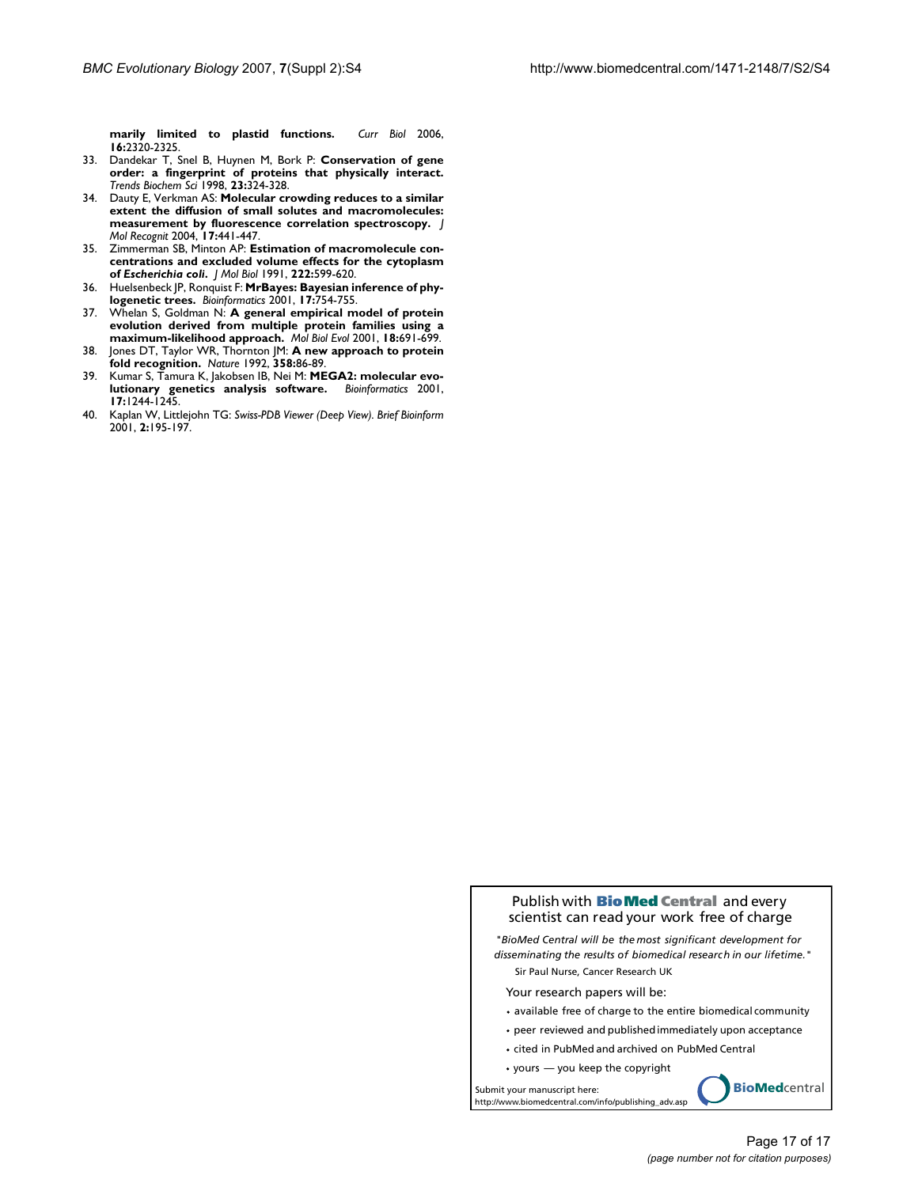**marily limited to plastid functions.** *Curr Biol* 2006, **16:**2320-2325.

33. Dandekar T, Snel B, Huynen M, Bork P: **Conservation of gene order: a fingerprint of proteins that physically interact.** *Trends Biochem Sci* 1998, **23:**324-328.
34. Dauty E, Verkman AS: **Molecular crowding reduces to a similar extent the diffusion of small solutes and macromolecules: measurement by fluorescence correlation spectroscopy.** *J Mol Recognit* 2004, **17:**441-447.
35. Zimmerman SB, Minton AP: **Estimation of macromolecule concentrations and excluded volume effects for the cytoplasm of *Escherichia coli*.** *J Mol Biol* 1991, **222:**599-620.
36. Huelsenbeck JP, Ronquist F: **MrBayes: Bayesian inference of phylogenetic trees.** *Bioinformatics* 2001, **17:**754-755.
37. Whelan S, Goldman N: **A general empirical model of protein evolution derived from multiple protein families using a maximum-likelihood approach.** *Mol Biol Evol* 2001, **18:**691-699.
38. Jones DT, Taylor WR, Thornton JM: **A new approach to protein fold recognition.** *Nature* 1992, **358:**86-89.
39. Kumar S, Tamura K, Jakobsen IB, Nei M: **MEGA2: molecular evolutionary genetics analysis software.** *Bioinformatics* 2001, **17:**1244-1245.
40. Kaplan W, Littlejohn TG: *Swiss-PDB Viewer (Deep View). Brief Bioinform* 2001, **2:**195-197.

Publish with **BioMed Central** and every scientist can read your work free of charge

*"BioMed Central will be the most significant development for disseminating the results of biomedical research in our lifetime."*

Sir Paul Nurse, Cancer Research UK

Your research papers will be:

- available free of charge to the entire biomedical community
- peer reviewed and published immediately upon acceptance
- cited in PubMed and archived on PubMed Central
- yours — you keep the copyright

Submit your manuscript here:
http://www.biomedcentral.com/info/publishing_adv.asp

**BioMed**central